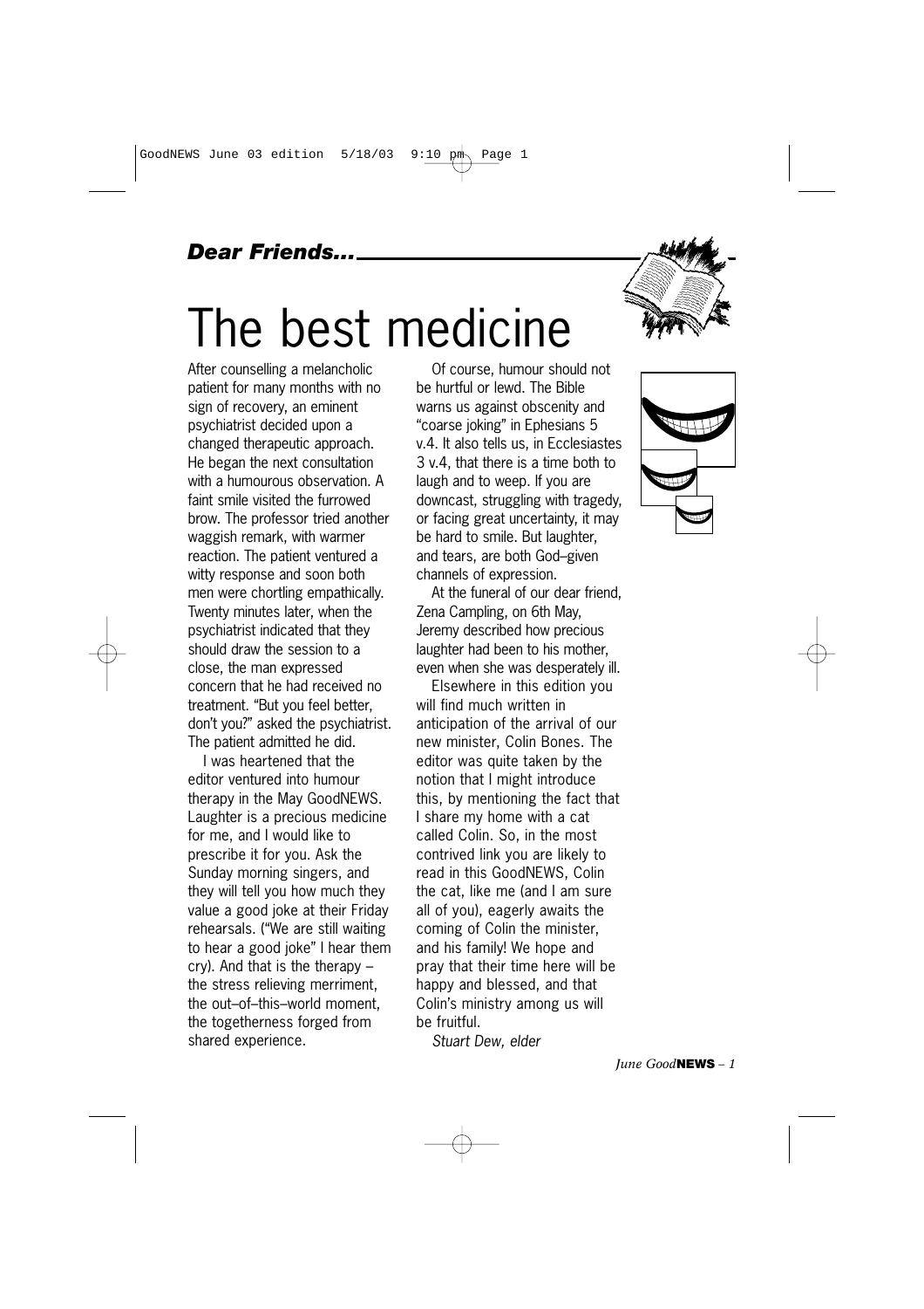***Dear Friends...***

# The best medicine

After counselling a melancholic patient for many months with no sign of recovery, an eminent psychiatrist decided upon a changed therapeutic approach. He began the next consultation with a humourous observation. A faint smile visited the furrowed brow. The professor tried another waggish remark, with warmer reaction. The patient ventured a witty response and soon both men were chortling empathically. Twenty minutes later, when the psychiatrist indicated that they should draw the session to a close, the man expressed concern that he had received no treatment. "But you feel better, don't you?" asked the psychiatrist. The patient admitted he did.

I was heartened that the editor ventured into humour therapy in the May GoodNEWS. Laughter is a precious medicine for me, and I would like to prescribe it for you. Ask the Sunday morning singers, and they will tell you how much they value a good joke at their Friday rehearsals. ("We are still waiting to hear a good joke" I hear them cry). And that is the therapy – the stress relieving merriment, the out–of–this–world moment, the togetherness forged from shared experience.

Of course, humour should not be hurtful or lewd. The Bible warns us against obscenity and "coarse joking" in Ephesians 5 v.4. It also tells us, in Ecclesiastes 3 v.4, that there is a time both to laugh and to weep. If you are downcast, struggling with tragedy, or facing great uncertainty, it may be hard to smile. But laughter, and tears, are both God–given channels of expression.

At the funeral of our dear friend, Zena Campling, on 6th May, Jeremy described how precious laughter had been to his mother, even when she was desperately ill.

Elsewhere in this edition you will find much written in anticipation of the arrival of our new minister, Colin Bones. The editor was quite taken by the notion that I might introduce this, by mentioning the fact that I share my home with a cat called Colin. So, in the most contrived link you are likely to read in this GoodNEWS, Colin the cat, like me (and I am sure all of you), eagerly awaits the coming of Colin the minister, and his family! We hope and pray that their time here will be happy and blessed, and that Colin's ministry among us will be fruitful.

*Stuart Dew, elder*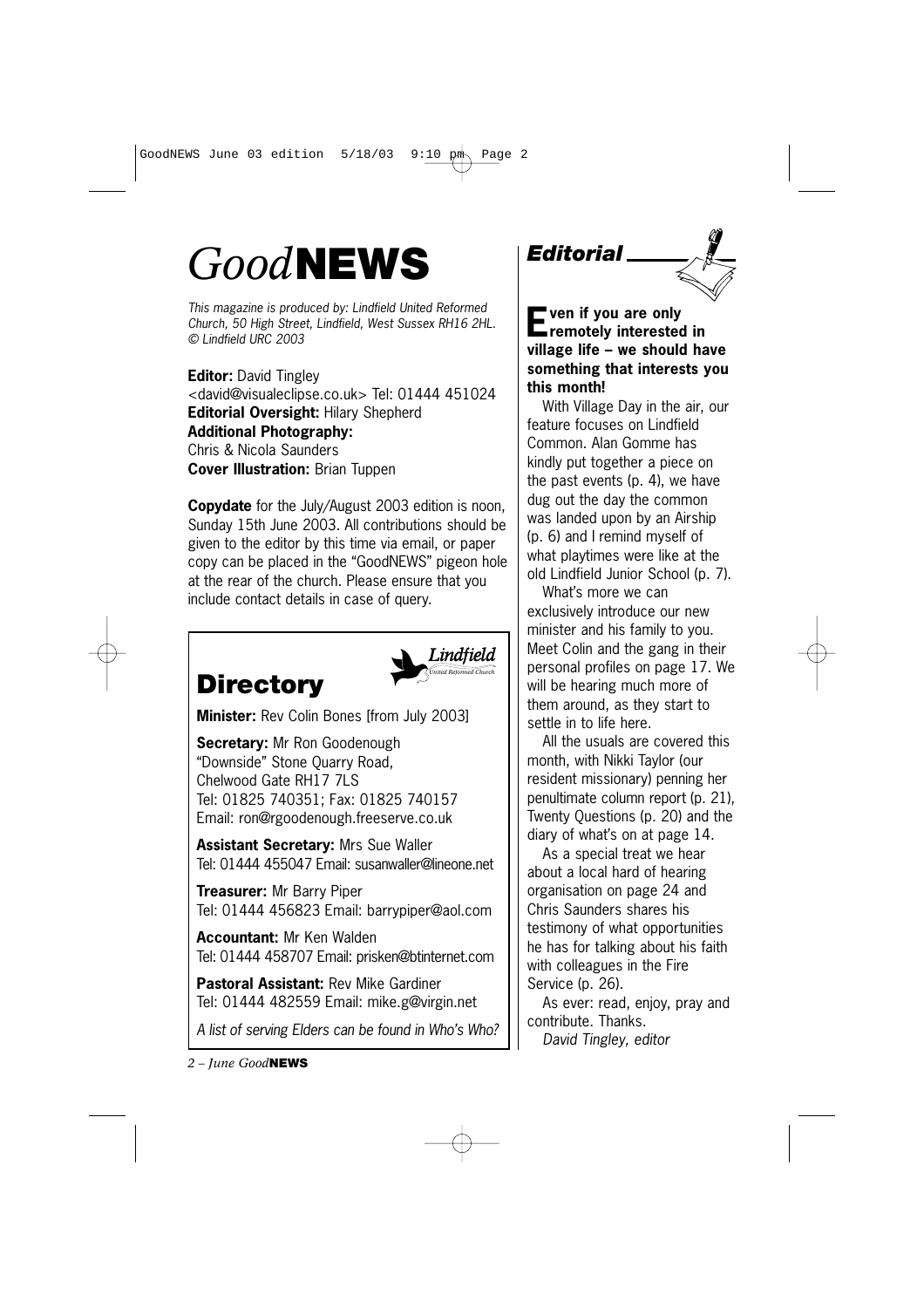# *Good* NEWS

*This magazine is produced by: Lindfield United Reformed Church, 50 High Street, Lindfield, West Sussex RH16 2HL. © Lindfield URC 2003*

**Editor:** David Tingley <david@visualeclipse.co.uk> Tel: 01444 451024
**Editorial Oversight:** Hilary Shepherd
**Additional Photography:** Chris & Nicola Saunders
**Cover Illustration:** Brian Tuppen

**Copydate** for the July/August 2003 edition is noon, Sunday 15th June 2003. All contributions should be given to the editor by this time via email, or paper copy can be placed in the "GoodNEWS" pigeon hole at the rear of the church. Please ensure that you include contact details in case of query.

## Directory

*Lindfield United Reformed Church*

**Minister:** Rev Colin Bones [from July 2003]

**Secretary:** Mr Ron Goodenough
"Downside" Stone Quarry Road,
Chelwood Gate RH17 7LS
Tel: 01825 740351; Fax: 01825 740157
Email: ron@rgoodenough.freeserve.co.uk

**Assistant Secretary:** Mrs Sue Waller
Tel: 01444 455047 Email: susanwaller@lineone.net

**Treasurer:** Mr Barry Piper
Tel: 01444 456823 Email: barrypiper@aol.com

**Accountant:** Mr Ken Walden
Tel: 01444 458707 Email: prisken@btinternet.com

**Pastoral Assistant:** Rev Mike Gardiner
Tel: 01444 482559 Email: mike.g@virgin.net

*A list of serving Elders can be found in Who's Who?*

## Editorial

**Even if you are only remotely interested in village life – we should have something that interests you this month!**

With Village Day in the air, our feature focuses on Lindfield Common. Alan Gomme has kindly put together a piece on the past events (p. 4), we have dug out the day the common was landed upon by an Airship (p. 6) and I remind myself of what playtimes were like at the old Lindfield Junior School (p. 7).

What's more we can exclusively introduce our new minister and his family to you. Meet Colin and the gang in their personal profiles on page 17. We will be hearing much more of them around, as they start to settle in to life here.

All the usuals are covered this month, with Nikki Taylor (our resident missionary) penning her penultimate column report (p. 21), Twenty Questions (p. 20) and the diary of what's on at page 14.

As a special treat we hear about a local hard of hearing organisation on page 24 and Chris Saunders shares his testimony of what opportunities he has for talking about his faith with colleagues in the Fire Service (p. 26).

As ever: read, enjoy, pray and contribute. Thanks.

*David Tingley, editor*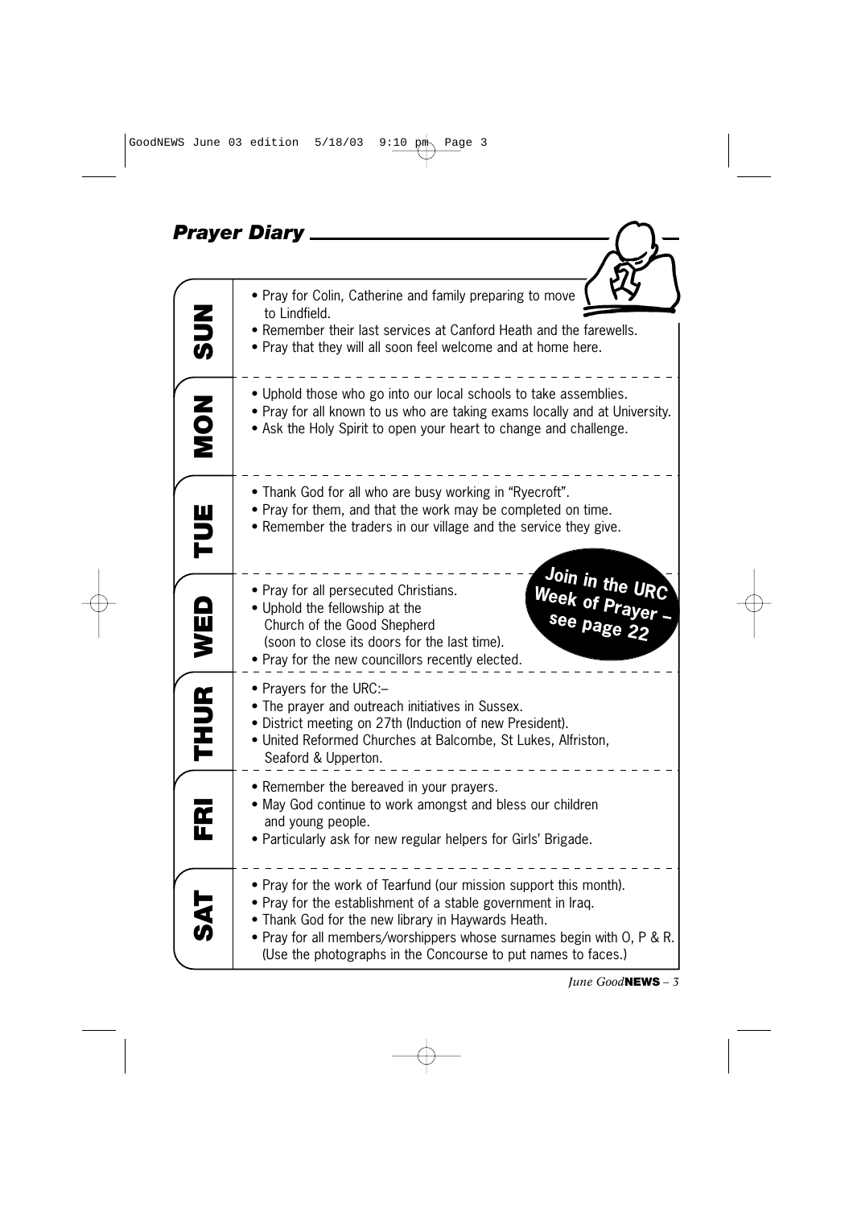## *Prayer Diary*

### SUN

- Pray for Colin, Catherine and family preparing to move to Lindfield.
- Remember their last services at Canford Heath and the farewells.
- Pray that they will all soon feel welcome and at home here.

### MON

- Uphold those who go into our local schools to take assemblies.
- Pray for all known to us who are taking exams locally and at University.
- Ask the Holy Spirit to open your heart to change and challenge.

### TUE

- Thank God for all who are busy working in "Ryecroft".
- Pray for them, and that the work may be completed on time.
- Remember the traders in our village and the service they give.

### WED

- Pray for all persecuted Christians.
- Uphold the fellowship at the Church of the Good Shepherd (soon to close its doors for the last time).
- Pray for the new councillors recently elected.

**Join in the URC Week of Prayer – see page 22**

### THUR

- Prayers for the URC:–
- The prayer and outreach initiatives in Sussex.
- District meeting on 27th (Induction of new President).
- United Reformed Churches at Balcombe, St Lukes, Alfriston, Seaford & Upperton.

### FRI

- Remember the bereaved in your prayers.
- May God continue to work amongst and bless our children and young people.
- Particularly ask for new regular helpers for Girls' Brigade.

### SAT

- Pray for the work of Tearfund (our mission support this month).
- Pray for the establishment of a stable government in Iraq.
- Thank God for the new library in Haywards Heath.
- Pray for all members/worshippers whose surnames begin with O, P & R. (Use the photographs in the Concourse to put names to faces.)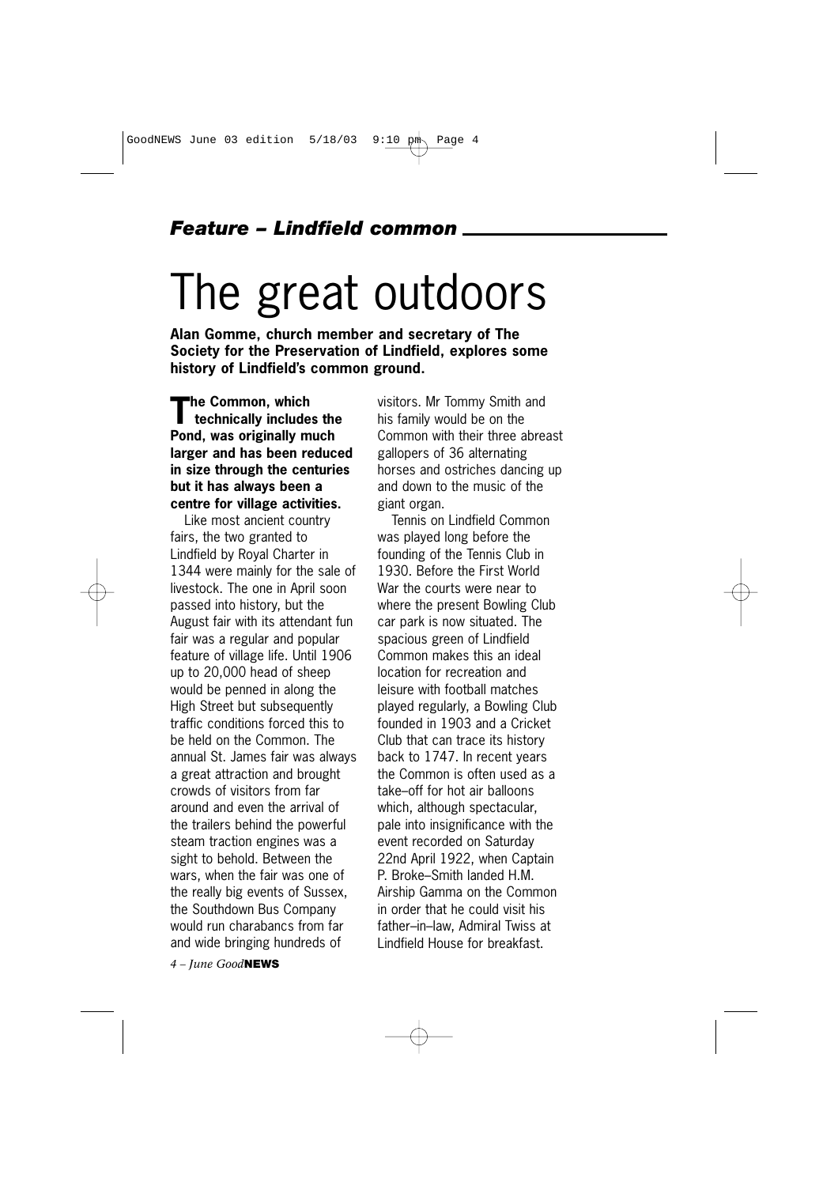*Feature – Lindfield common*

# The great outdoors

**Alan Gomme, church member and secretary of The Society for the Preservation of Lindfield, explores some history of Lindfield's common ground.**

**The Common, which technically includes the Pond, was originally much larger and has been reduced in size through the centuries but it has always been a centre for village activities.**

Like most ancient country fairs, the two granted to Lindfield by Royal Charter in 1344 were mainly for the sale of livestock. The one in April soon passed into history, but the August fair with its attendant fun fair was a regular and popular feature of village life. Until 1906 up to 20,000 head of sheep would be penned in along the High Street but subsequently traffic conditions forced this to be held on the Common. The annual St. James fair was always a great attraction and brought crowds of visitors from far around and even the arrival of the trailers behind the powerful steam traction engines was a sight to behold. Between the wars, when the fair was one of the really big events of Sussex, the Southdown Bus Company would run charabancs from far and wide bringing hundreds of visitors. Mr Tommy Smith and his family would be on the Common with their three abreast gallopers of 36 alternating horses and ostriches dancing up and down to the music of the giant organ.

Tennis on Lindfield Common was played long before the founding of the Tennis Club in 1930. Before the First World War the courts were near to where the present Bowling Club car park is now situated. The spacious green of Lindfield Common makes this an ideal location for recreation and leisure with football matches played regularly, a Bowling Club founded in 1903 and a Cricket Club that can trace its history back to 1747. In recent years the Common is often used as a take–off for hot air balloons which, although spectacular, pale into insignificance with the event recorded on Saturday 22nd April 1922, when Captain P. Broke–Smith landed H.M. Airship Gamma on the Common in order that he could visit his father–in–law, Admiral Twiss at Lindfield House for breakfast.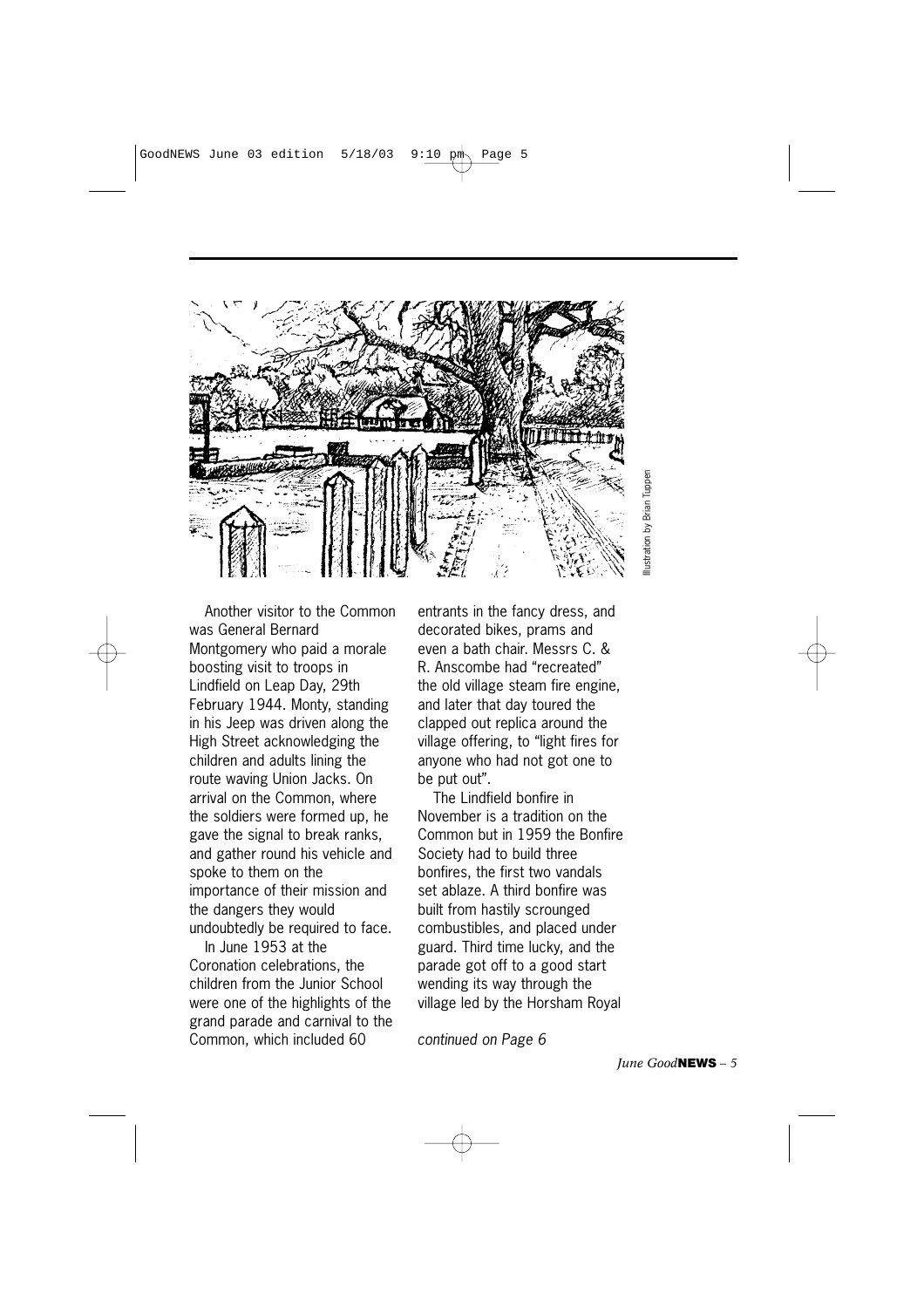Illustration by Brian Tuppen

Another visitor to the Common was General Bernard Montgomery who paid a morale boosting visit to troops in Lindfield on Leap Day, 29th February 1944. Monty, standing in his Jeep was driven along the High Street acknowledging the children and adults lining the route waving Union Jacks. On arrival on the Common, where the soldiers were formed up, he gave the signal to break ranks, and gather round his vehicle and spoke to them on the importance of their mission and the dangers they would undoubtedly be required to face.

In June 1953 at the Coronation celebrations, the children from the Junior School were one of the highlights of the grand parade and carnival to the Common, which included 60 entrants in the fancy dress, and decorated bikes, prams and even a bath chair. Messrs C. & R. Anscombe had "recreated" the old village steam fire engine, and later that day toured the clapped out replica around the village offering, to "light fires for anyone who had not got one to be put out".

The Lindfield bonfire in November is a tradition on the Common but in 1959 the Bonfire Society had to build three bonfires, the first two vandals set ablaze. A third bonfire was built from hastily scrounged combustibles, and placed under guard. Third time lucky, and the parade got off to a good start wending its way through the village led by the Horsham Royal

*continued on Page 6*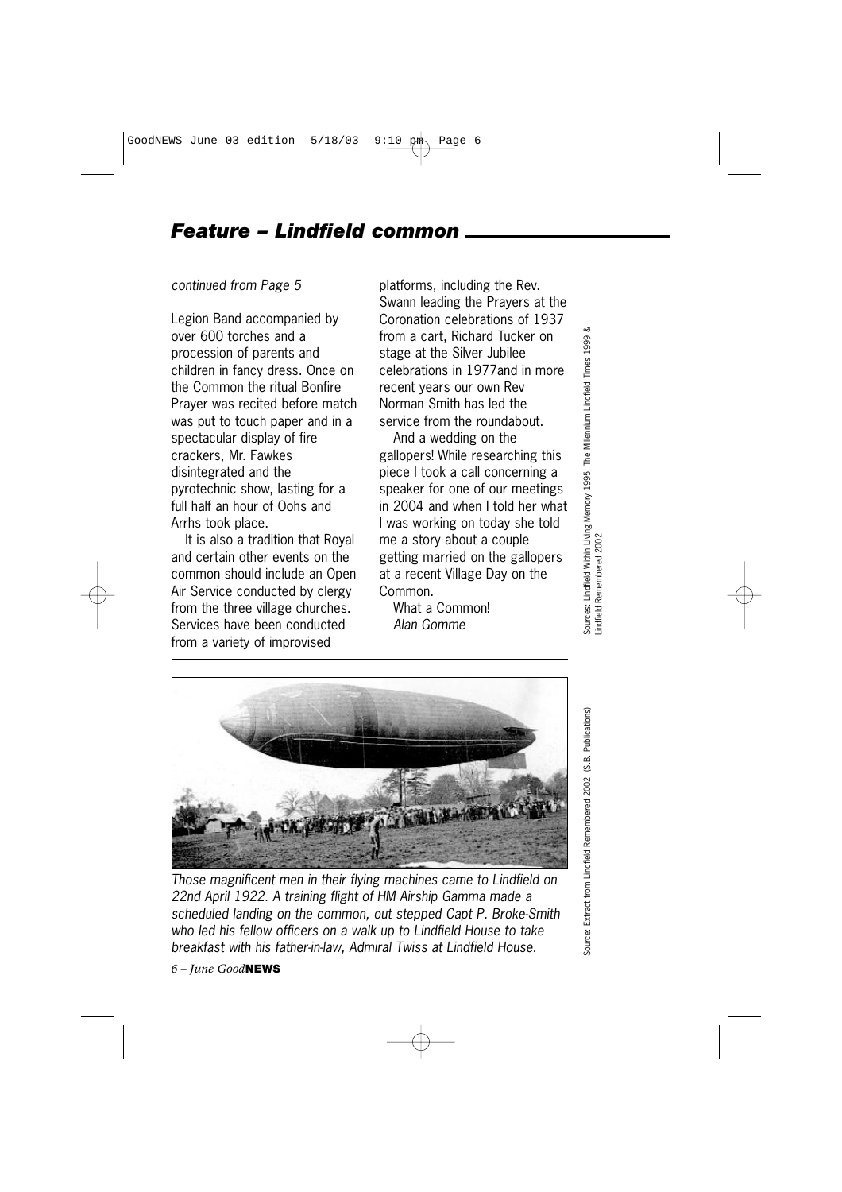## *Feature – Lindfield common*

*continued from Page 5*

Legion Band accompanied by over 600 torches and a procession of parents and children in fancy dress. Once on the Common the ritual Bonfire Prayer was recited before match was put to touch paper and in a spectacular display of fire crackers, Mr. Fawkes disintegrated and the pyrotechnic show, lasting for a full half an hour of Oohs and Arrhs took place.

It is also a tradition that Royal and certain other events on the common should include an Open Air Service conducted by clergy from the three village churches. Services have been conducted from a variety of improvised platforms, including the Rev. Swann leading the Prayers at the Coronation celebrations of 1937 from a cart, Richard Tucker on stage at the Silver Jubilee celebrations in 1977and in more recent years our own Rev Norman Smith has led the service from the roundabout.

And a wedding on the gallopers! While researching this piece I took a call concerning a speaker for one of our meetings in 2004 and when I told her what I was working on today she told me a story about a couple getting married on the gallopers at a recent Village Day on the Common.

What a Common!
*Alan Gomme*

Sources: Lindfield Within Living Memory 1995, The Millennium Lindfield Times 1999 & Lindfield Remembered 2002.

*Those magnificent men in their flying machines came to Lindfield on 22nd April 1922. A training flight of HM Airship Gamma made a scheduled landing on the common, out stepped Capt P. Broke-Smith who led his fellow officers on a walk up to Lindfield House to take breakfast with his father-in-law, Admiral Twiss at Lindfield House.*

Source: Extract from Lindfield Remembered 2002, (S.B. Publications)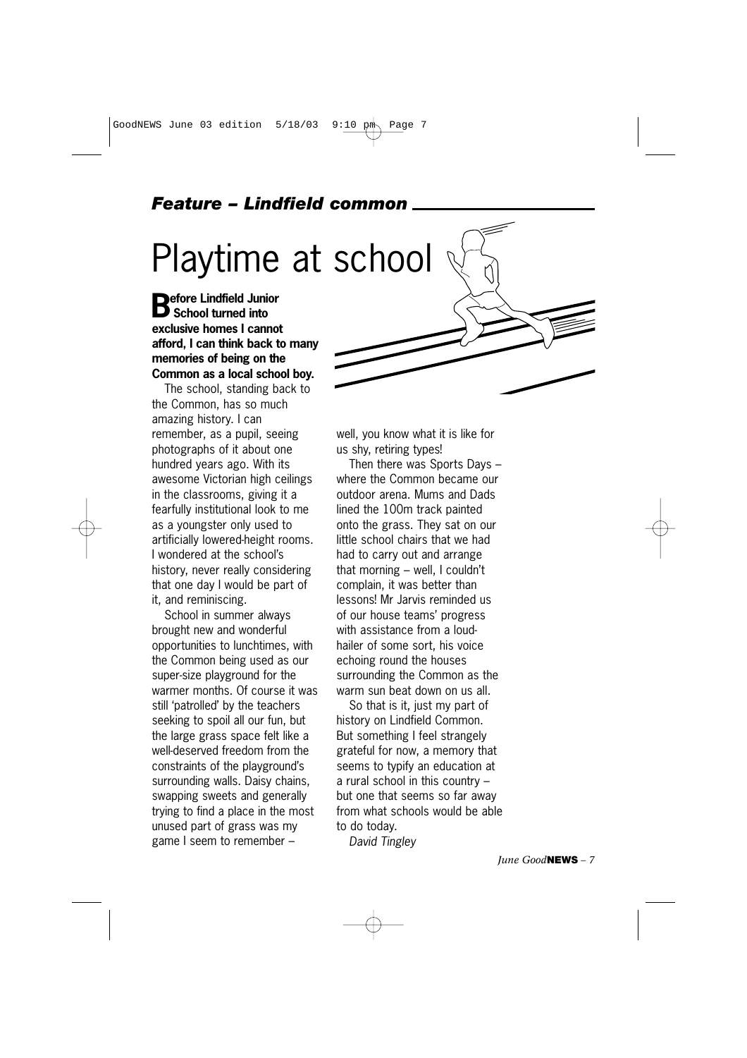*Feature – Lindfield common*

# Playtime at school

**Before Lindfield Junior School turned into exclusive homes I cannot afford, I can think back to many memories of being on the Common as a local school boy.**

The school, standing back to the Common, has so much amazing history. I can remember, as a pupil, seeing photographs of it about one hundred years ago. With its awesome Victorian high ceilings in the classrooms, giving it a fearfully institutional look to me as a youngster only used to artificially lowered-height rooms. I wondered at the school's history, never really considering that one day I would be part of it, and reminiscing.

School in summer always brought new and wonderful opportunities to lunchtimes, with the Common being used as our super-size playground for the warmer months. Of course it was still 'patrolled' by the teachers seeking to spoil all our fun, but the large grass space felt like a well-deserved freedom from the constraints of the playground's surrounding walls. Daisy chains, swapping sweets and generally trying to find a place in the most unused part of grass was my game I seem to remember – well, you know what it is like for us shy, retiring types!

Then there was Sports Days – where the Common became our outdoor arena. Mums and Dads lined the 100m track painted onto the grass. They sat on our little school chairs that we had had to carry out and arrange that morning – well, I couldn't complain, it was better than lessons! Mr Jarvis reminded us of our house teams' progress with assistance from a loud-hailer of some sort, his voice echoing round the houses surrounding the Common as the warm sun beat down on us all.

So that is it, just my part of history on Lindfield Common. But something I feel strangely grateful for now, a memory that seems to typify an education at a rural school in this country – but one that seems so far away from what schools would be able to do today.

*David Tingley*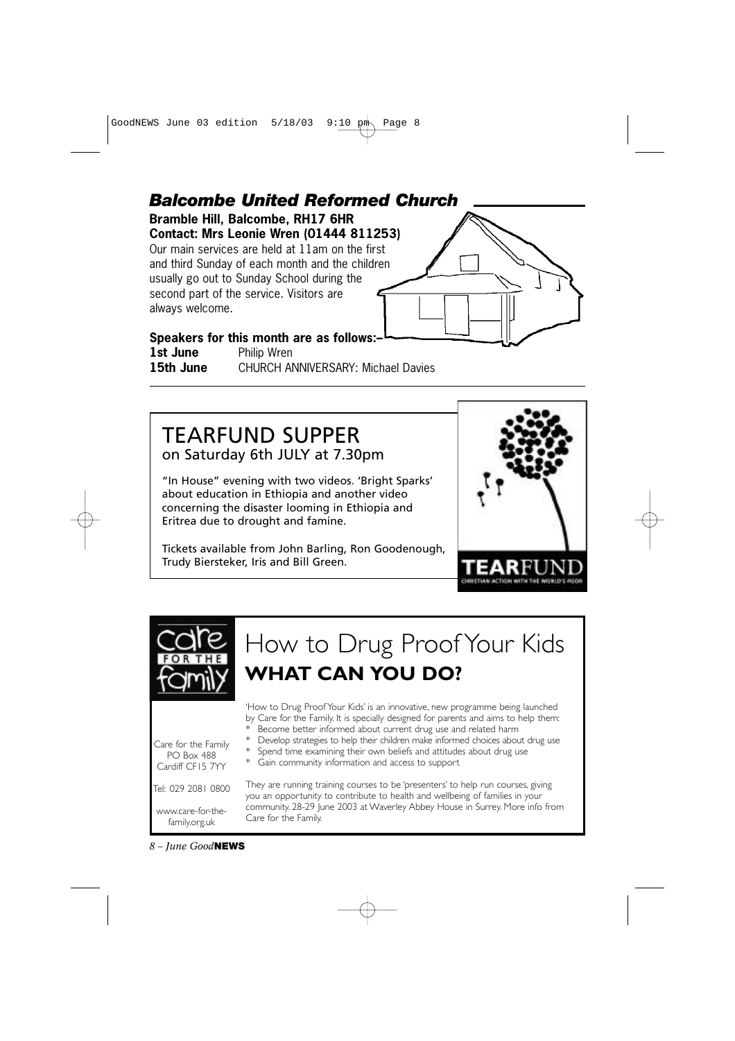## Balcombe United Reformed Church

**Bramble Hill, Balcombe, RH17 6HR**
**Contact: Mrs Leonie Wren (01444 811253)**

Our main services are held at 11am on the first and third Sunday of each month and the children usually go out to Sunday School during the second part of the service. Visitors are always welcome.

**Speakers for this month are as follows:–**

**1st June** Philip Wren
**15th June** CHURCH ANNIVERSARY: Michael Davies

## TEARFUND SUPPER

on Saturday 6th JULY at 7.30pm

"In House" evening with two videos. 'Bright Sparks' about education in Ethiopia and another video concerning the disaster looming in Ethiopia and Eritrea due to drought and famine.

Tickets available from John Barling, Ron Goodenough, Trudy Biersteker, Iris and Bill Green.

TEARFUND
CHRISTIAN ACTION WITH THE WORLD'S POOR

care FOR THE family

## How to Drug Proof Your Kids

### WHAT CAN YOU DO?

'How to Drug Proof Your Kids' is an innovative, new programme being launched by Care for the Family. It is specially designed for parents and aims to help them:

* Become better informed about current drug use and related harm
* Develop strategies to help their children make informed choices about drug use
* Spend time examining their own beliefs and attitudes about drug use
* Gain community information and access to support

They are running training courses to be 'presenters' to help run courses, giving you an opportunity to contribute to health and wellbeing of families in your community. 28-29 June 2003 at Waverley Abbey House in Surrey. More info from Care for the Family.

Care for the Family
PO Box 488
Cardiff CF15 7YY

Tel: 029 2081 0800

www.care-for-the-family.org.uk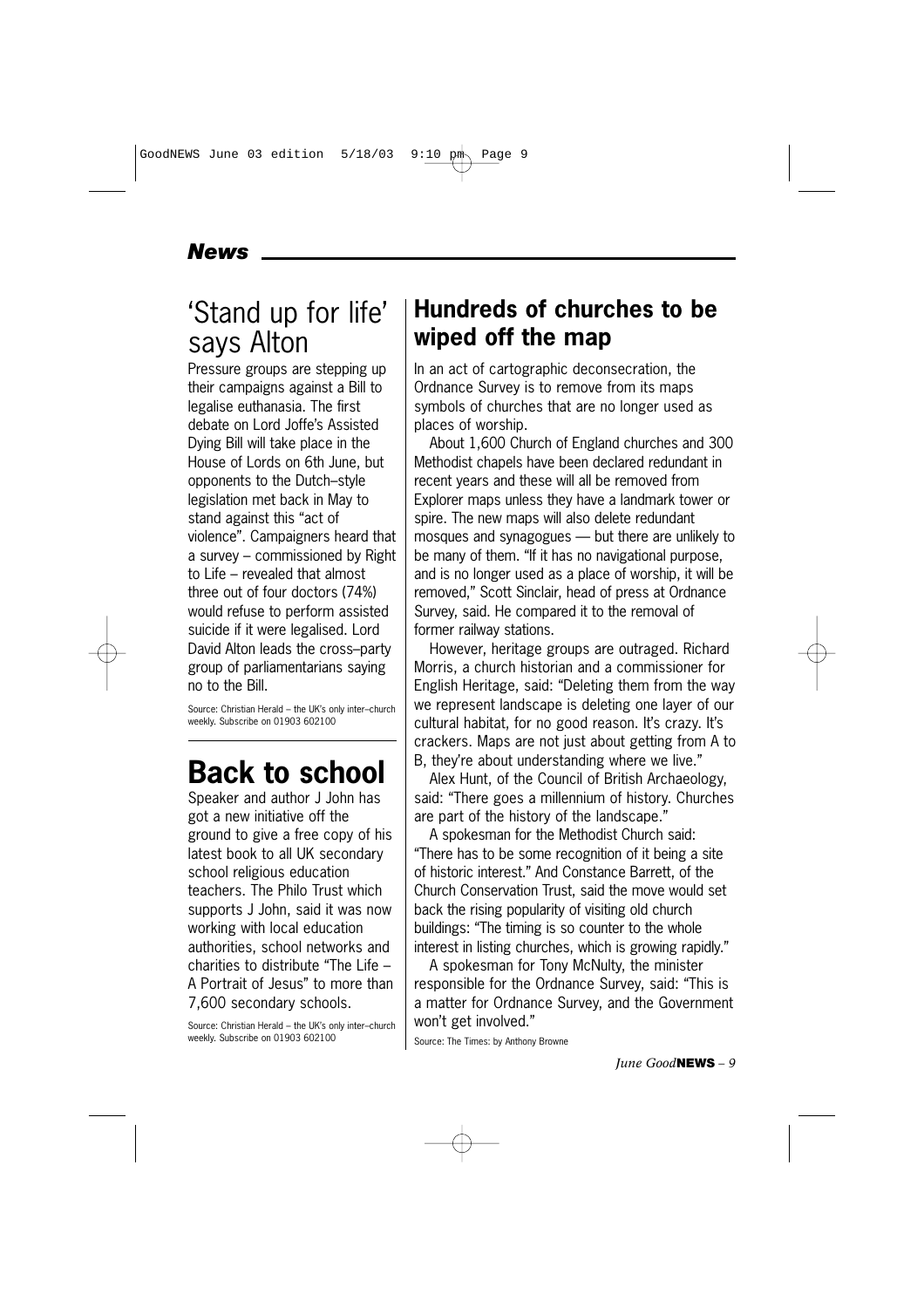*News*

## 'Stand up for life' says Alton

Pressure groups are stepping up their campaigns against a Bill to legalise euthanasia. The first debate on Lord Joffe's Assisted Dying Bill will take place in the House of Lords on 6th June, but opponents to the Dutch–style legislation met back in May to stand against this "act of violence". Campaigners heard that a survey – commissioned by Right to Life – revealed that almost three out of four doctors (74%) would refuse to perform assisted suicide if it were legalised. Lord David Alton leads the cross–party group of parliamentarians saying no to the Bill.

Source: Christian Herald – the UK's only inter–church weekly. Subscribe on 01903 602100

## Back to school

Speaker and author J John has got a new initiative off the ground to give a free copy of his latest book to all UK secondary school religious education teachers. The Philo Trust which supports J John, said it was now working with local education authorities, school networks and charities to distribute "The Life – A Portrait of Jesus" to more than 7,600 secondary schools.

Source: Christian Herald – the UK's only inter–church weekly. Subscribe on 01903 602100

## Hundreds of churches to be wiped off the map

In an act of cartographic deconsecration, the Ordnance Survey is to remove from its maps symbols of churches that are no longer used as places of worship.

About 1,600 Church of England churches and 300 Methodist chapels have been declared redundant in recent years and these will all be removed from Explorer maps unless they have a landmark tower or spire. The new maps will also delete redundant mosques and synagogues — but there are unlikely to be many of them. "If it has no navigational purpose, and is no longer used as a place of worship, it will be removed," Scott Sinclair, head of press at Ordnance Survey, said. He compared it to the removal of former railway stations.

However, heritage groups are outraged. Richard Morris, a church historian and a commissioner for English Heritage, said: "Deleting them from the way we represent landscape is deleting one layer of our cultural habitat, for no good reason. It's crazy. It's crackers. Maps are not just about getting from A to B, they're about understanding where we live."

Alex Hunt, of the Council of British Archaeology, said: "There goes a millennium of history. Churches are part of the history of the landscape."

A spokesman for the Methodist Church said: "There has to be some recognition of it being a site of historic interest." And Constance Barrett, of the Church Conservation Trust, said the move would set back the rising popularity of visiting old church buildings: "The timing is so counter to the whole interest in listing churches, which is growing rapidly."

A spokesman for Tony McNulty, the minister responsible for the Ordnance Survey, said: "This is a matter for Ordnance Survey, and the Government won't get involved."

Source: The Times: by Anthony Browne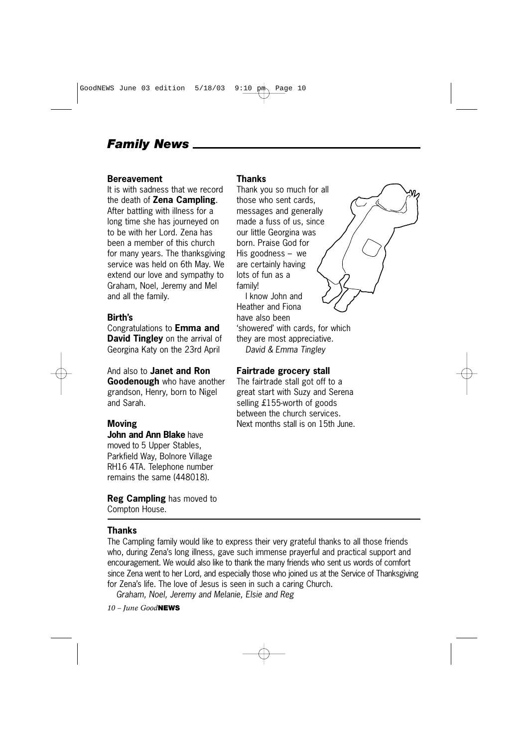# *Family News*

### Bereavement

It is with sadness that we record the death of **Zena Campling**. After battling with illness for a long time she has journeyed on to be with her Lord. Zena has been a member of this church for many years. The thanksgiving service was held on 6th May. We extend our love and sympathy to Graham, Noel, Jeremy and Mel and all the family.

### Birth's

Congratulations to **Emma and David Tingley** on the arrival of Georgina Katy on the 23rd April

And also to **Janet and Ron Goodenough** who have another grandson, Henry, born to Nigel and Sarah.

### Moving

**John and Ann Blake** have moved to 5 Upper Stables, Parkfield Way, Bolnore Village RH16 4TA. Telephone number remains the same (448018).

**Reg Campling** has moved to Compton House.

### Thanks

Thank you so much for all those who sent cards, messages and generally made a fuss of us, since our little Georgina was born. Praise God for His goodness – we are certainly having lots of fun as a family!

I know John and Heather and Fiona have also been 'showered' with cards, for which they are most appreciative.

*David & Emma Tingley*

### Fairtrade grocery stall

The fairtrade stall got off to a great start with Suzy and Serena selling £155-worth of goods between the church services. Next months stall is on 15th June.

### Thanks

The Campling family would like to express their very grateful thanks to all those friends who, during Zena's long illness, gave such immense prayerful and practical support and encouragement. We would also like to thank the many friends who sent us words of comfort since Zena went to her Lord, and especially those who joined us at the Service of Thanksgiving for Zena's life. The love of Jesus is seen in such a caring Church.

*Graham, Noel, Jeremy and Melanie, Elsie and Reg*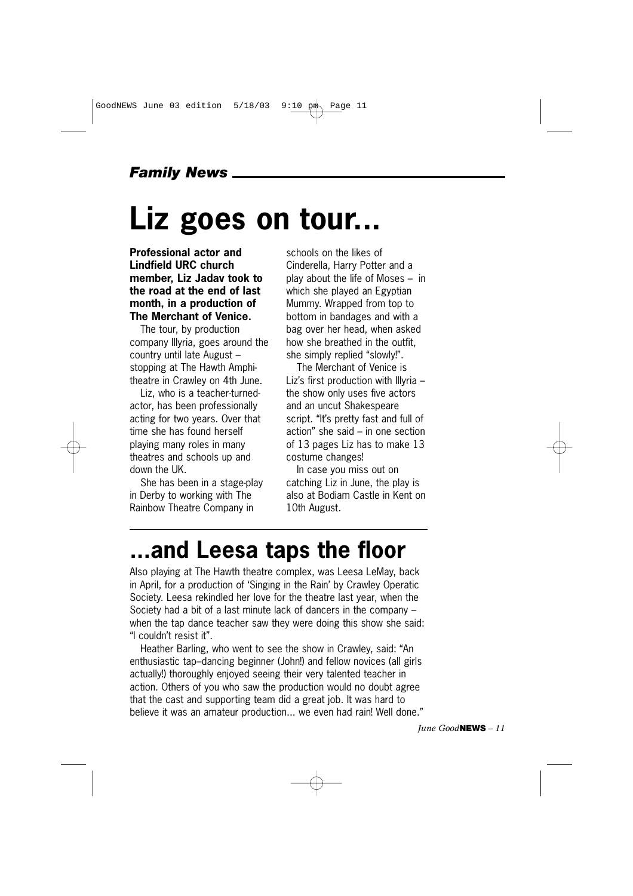*Family News*

# Liz goes on tour...

**Professional actor and Lindfield URC church member, Liz Jadav took to the road at the end of last month, in a production of The Merchant of Venice.**

The tour, by production company Illyria, goes around the country until late August – stopping at The Hawth Amphitheatre in Crawley on 4th June.

Liz, who is a teacher-turned-actor, has been professionally acting for two years. Over that time she has found herself playing many roles in many theatres and schools up and down the UK.

She has been in a stage-play in Derby to working with The Rainbow Theatre Company in schools on the likes of Cinderella, Harry Potter and a play about the life of Moses – in which she played an Egyptian Mummy. Wrapped from top to bottom in bandages and with a bag over her head, when asked how she breathed in the outfit, she simply replied "slowly!".

The Merchant of Venice is Liz's first production with Illyria – the show only uses five actors and an uncut Shakespeare script. "It's pretty fast and full of action" she said – in one section of 13 pages Liz has to make 13 costume changes!

In case you miss out on catching Liz in June, the play is also at Bodiam Castle in Kent on 10th August.

# ...and Leesa taps the floor

Also playing at The Hawth theatre complex, was Leesa LeMay, back in April, for a production of 'Singing in the Rain' by Crawley Operatic Society. Leesa rekindled her love for the theatre last year, when the Society had a bit of a last minute lack of dancers in the company – when the tap dance teacher saw they were doing this show she said: "I couldn't resist it".

Heather Barling, who went to see the show in Crawley, said: "An enthusiastic tap–dancing beginner (John!) and fellow novices (all girls actually!) thoroughly enjoyed seeing their very talented teacher in action. Others of you who saw the production would no doubt agree that the cast and supporting team did a great job. It was hard to believe it was an amateur production... we even had rain! Well done."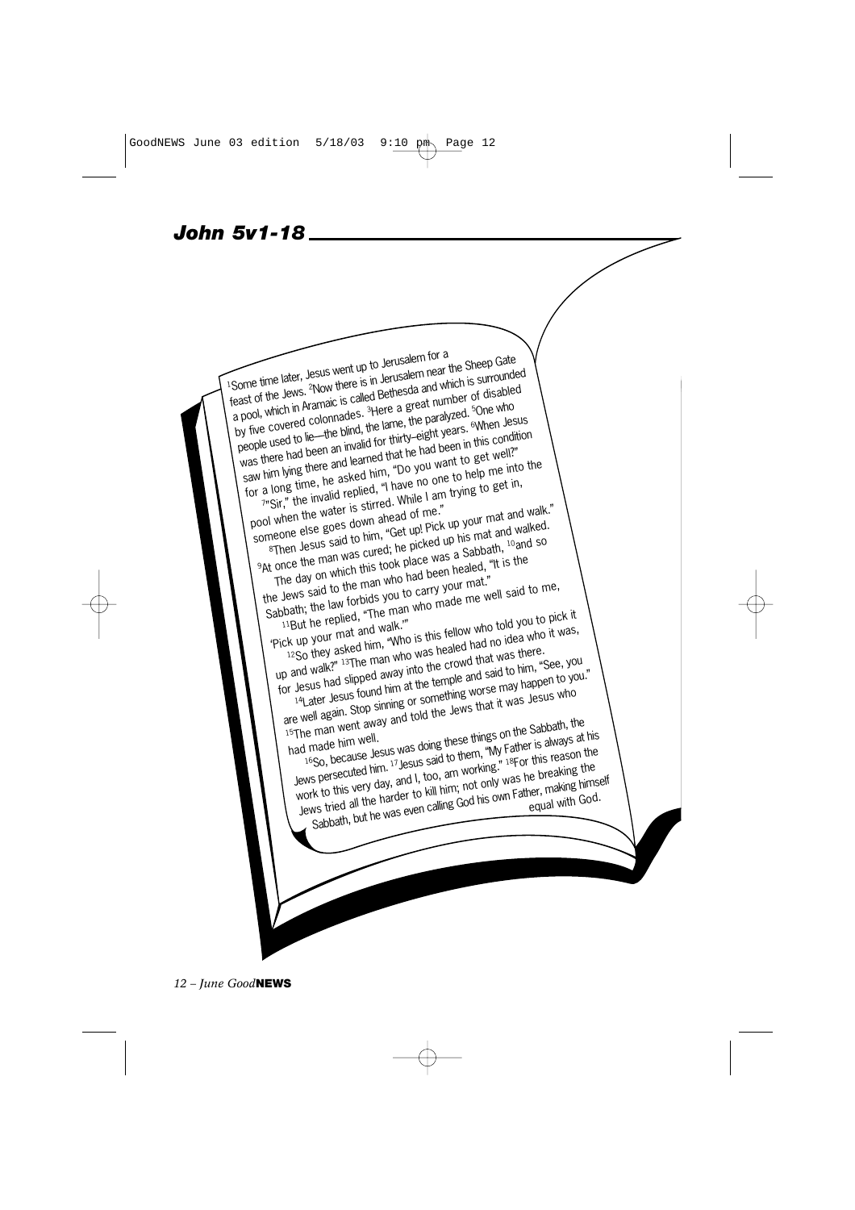## John 5v1-18

[1]Some time later, Jesus went up to Jerusalem for a feast of the Jews. [2]Now there is in Jerusalem near the Sheep Gate a pool, which in Aramaic is called Bethesda and which is surrounded by five covered colonnades. [3]Here a great number of disabled people used to lie—the blind, the lame, the paralyzed. [5]One who was there had been an invalid for thirty-eight years. [6]When Jesus saw him lying there and learned that he had been in this condition for a long time, he asked him, "Do you want to get well?"

[7]"Sir," the invalid replied, "I have no one to help me into the pool when the water is stirred. While I am trying to get in, someone else goes down ahead of me."

[8]Then Jesus said to him, "Get up! Pick up your mat and walk." [9]At once the man was cured; he picked up his mat and walked.

The day on which this took place was a Sabbath, [10]and so the Jews said to the man who had been healed, "It is the Sabbath; the law forbids you to carry your mat."

[11]But he replied, "The man who made me well said to me, 'Pick up your mat and walk.'"

[12]So they asked him, "Who is this fellow who told you to pick it up and walk?" [13]The man who was healed had no idea who it was, for Jesus had slipped away into the crowd that was there.

[14]Later Jesus found him at the temple and said to him, "See, you are well again. Stop sinning or something worse may happen to you." [15]The man went away and told the Jews that it was Jesus who had made him well.

[16]So, because Jesus was doing these things on the Sabbath, the Jews persecuted him. [17]Jesus said to them, "My Father is always at his work to this very day, and I, too, am working." [18]For this reason the Jews tried all the harder to kill him; not only was he breaking the Sabbath, but he was even calling God his own Father, making himself equal with God.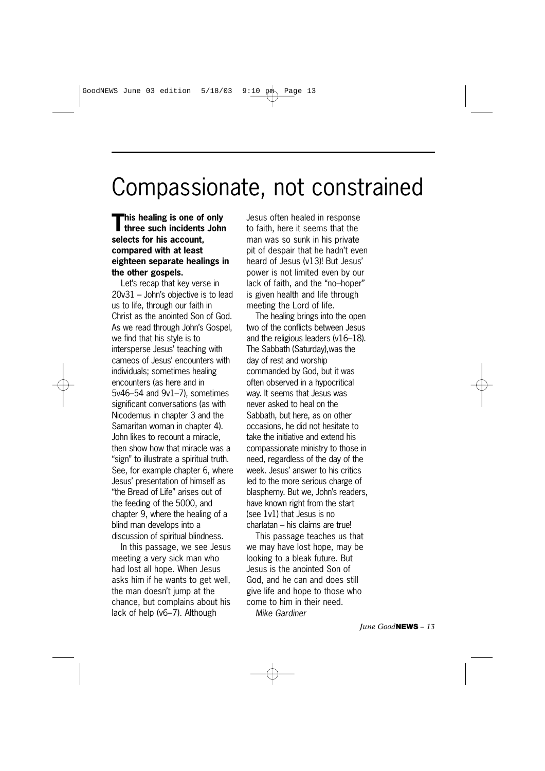# Compassionate, not constrained

**This healing is one of only three such incidents John selects for his account, compared with at least eighteen separate healings in the other gospels.**

Let's recap that key verse in 20v31 – John's objective is to lead us to life, through our faith in Christ as the anointed Son of God. As we read through John's Gospel, we find that his style is to intersperse Jesus' teaching with cameos of Jesus' encounters with individuals; sometimes healing encounters (as here and in 5v46–54 and 9v1–7), sometimes significant conversations (as with Nicodemus in chapter 3 and the Samaritan woman in chapter 4). John likes to recount a miracle, then show how that miracle was a "sign" to illustrate a spiritual truth. See, for example chapter 6, where Jesus' presentation of himself as "the Bread of Life" arises out of the feeding of the 5000, and chapter 9, where the healing of a blind man develops into a discussion of spiritual blindness.

In this passage, we see Jesus meeting a very sick man who had lost all hope. When Jesus asks him if he wants to get well, the man doesn't jump at the chance, but complains about his lack of help (v6–7). Although Jesus often healed in response to faith, here it seems that the man was so sunk in his private pit of despair that he hadn't even heard of Jesus (v13)! But Jesus' power is not limited even by our lack of faith, and the "no–hoper" is given health and life through meeting the Lord of life.

The healing brings into the open two of the conflicts between Jesus and the religious leaders (v16–18). The Sabbath (Saturday),was the day of rest and worship commanded by God, but it was often observed in a hypocritical way. It seems that Jesus was never asked to heal on the Sabbath, but here, as on other occasions, he did not hesitate to take the initiative and extend his compassionate ministry to those in need, regardless of the day of the week. Jesus' answer to his critics led to the more serious charge of blasphemy. But we, John's readers, have known right from the start (see 1v1) that Jesus is no charlatan – his claims are true!

This passage teaches us that we may have lost hope, may be looking to a bleak future. But Jesus is the anointed Son of God, and he can and does still give life and hope to those who come to him in their need.

*Mike Gardiner*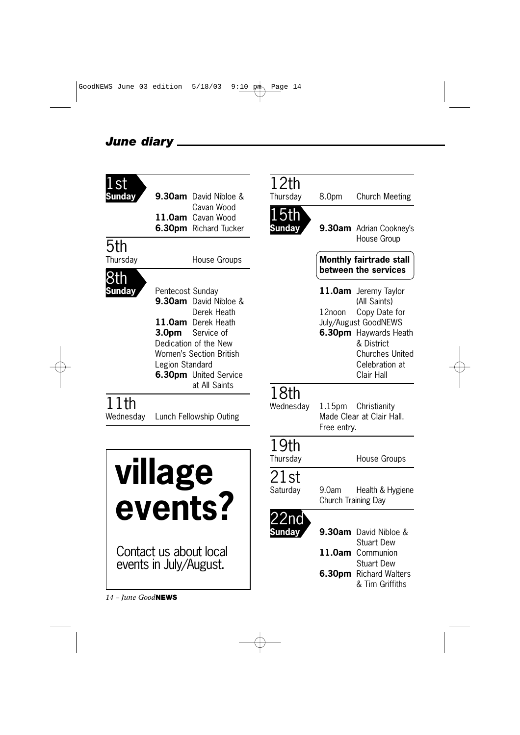## *June diary*

**1st Sunday**

**9.30am** David Nibloe & Cavan Wood
**11.0am** Cavan Wood
**6.30pm** Richard Tucker

**5th Thursday**

House Groups

**8th Sunday**

Pentecost Sunday
**9.30am** David Nibloe & Derek Heath
**11.0am** Derek Heath
**3.0pm** Service of Dedication of the New Women's Section British Legion Standard
**6.30pm** United Service at All Saints

**11th Wednesday**

Lunch Fellowship Outing

# village events?

Contact us about local events in July/August.

**12th Thursday**

8.0pm Church Meeting

**15th Sunday**

**9.30am** Adrian Cookney's House Group

**Monthly fairtrade stall between the services**

**11.0am** Jeremy Taylor (All Saints)
12noon Copy Date for July/August GoodNEWS
**6.30pm** Haywards Heath & District Churches United Celebration at Clair Hall

**18th Wednesday**

1.15pm Christianity Made Clear at Clair Hall. Free entry.

**19th Thursday**

House Groups

**21st Saturday**

9.0am Health & Hygiene Church Training Day

**22nd Sunday**

**9.30am** David Nibloe & Stuart Dew
**11.0am** Communion Stuart Dew
**6.30pm** Richard Walters & Tim Griffiths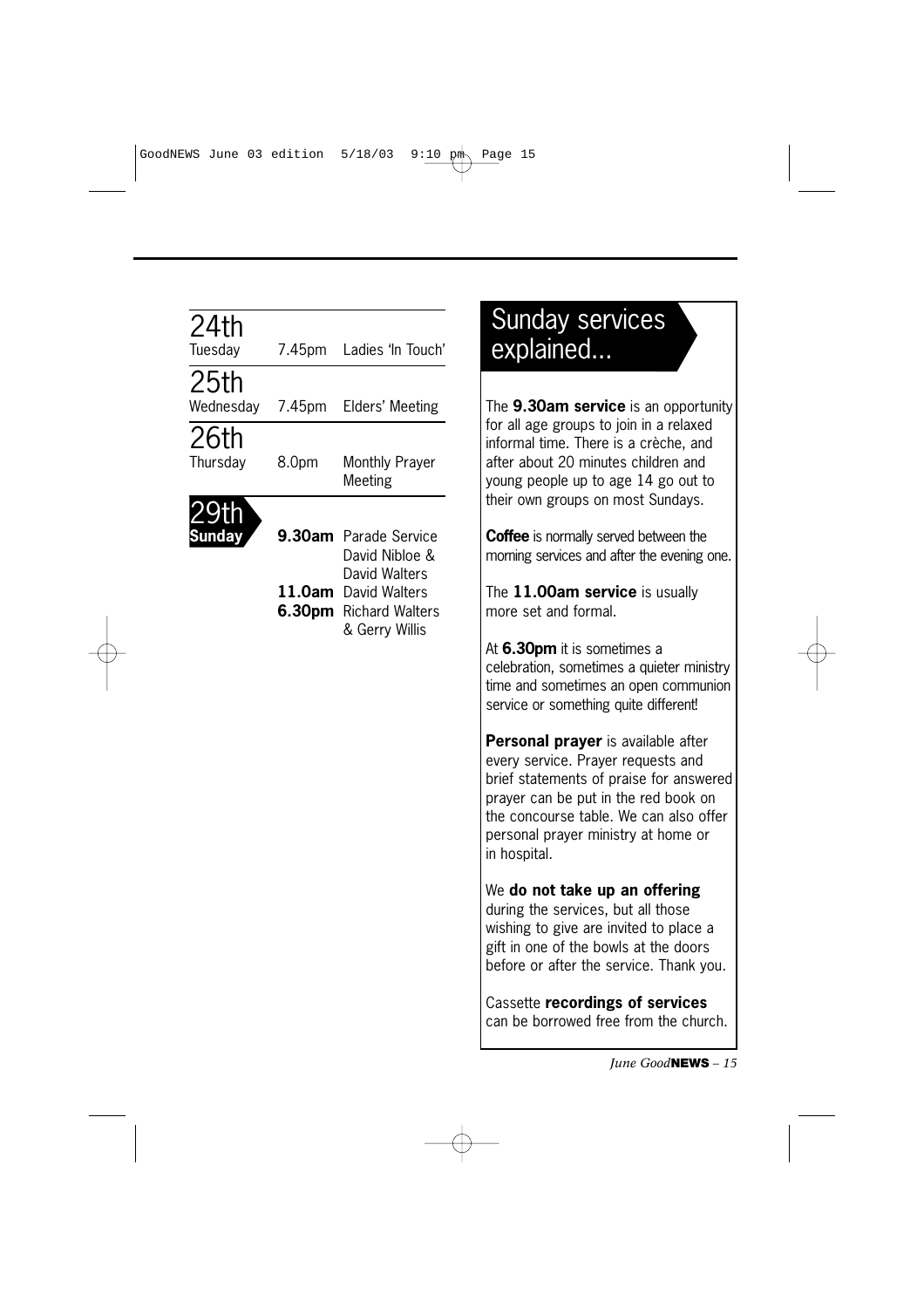| Date | Time | Event |
|---|---|---|
| **24th** Tuesday | 7.45pm | Ladies 'In Touch' |
| **25th** Wednesday | 7.45pm | Elders' Meeting |
| **26th** Thursday | 8.0pm | Monthly Prayer Meeting |
| **29th Sunday** | **9.30am** | Parade Service David Nibloe & David Walters |
| | **11.0am** | David Walters |
| | **6.30pm** | Richard Walters & Gerry Willis |

## Sunday services explained...

The **9.30am service** is an opportunity for all age groups to join in a relaxed informal time. There is a crèche, and after about 20 minutes children and young people up to age 14 go out to their own groups on most Sundays.

**Coffee** is normally served between the morning services and after the evening one.

The **11.00am service** is usually more set and formal.

At **6.30pm** it is sometimes a celebration, sometimes a quieter ministry time and sometimes an open communion service or something quite different!

**Personal prayer** is available after every service. Prayer requests and brief statements of praise for answered prayer can be put in the red book on the concourse table. We can also offer personal prayer ministry at home or in hospital.

We **do not take up an offering** during the services, but all those wishing to give are invited to place a gift in one of the bowls at the doors before or after the service. Thank you.

Cassette **recordings of services** can be borrowed free from the church.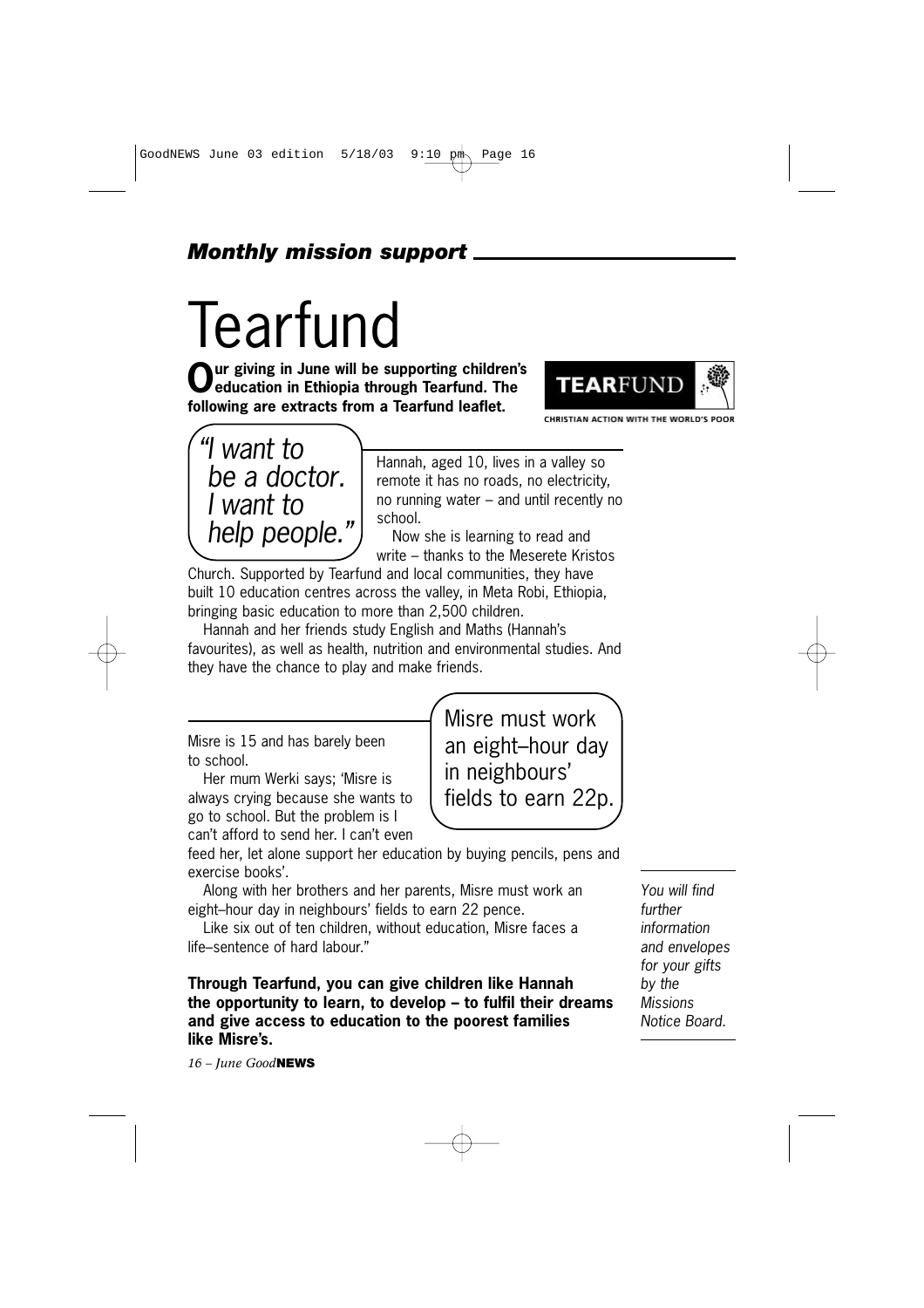*Monthly mission support*

# Tearfund

**Our giving in June will be supporting children's education in Ethiopia through Tearfund. The following are extracts from a Tearfund leaflet.**

TEARFUND

CHRISTIAN ACTION WITH THE WORLD'S POOR

*"I want to be a doctor. I want to help people."*

Hannah, aged 10, lives in a valley so remote it has no roads, no electricity, no running water – and until recently no school.

Now she is learning to read and write – thanks to the Meserete Kristos Church. Supported by Tearfund and local communities, they have built 10 education centres across the valley, in Meta Robi, Ethiopia, bringing basic education to more than 2,500 children.

Hannah and her friends study English and Maths (Hannah's favourites), as well as health, nutrition and environmental studies. And they have the chance to play and make friends.

Misre must work an eight–hour day in neighbours' fields to earn 22p.

Misre is 15 and has barely been to school.

Her mum Werki says; 'Misre is always crying because she wants to go to school. But the problem is I can't afford to send her. I can't even feed her, let alone support her education by buying pencils, pens and exercise books'.

Along with her brothers and her parents, Misre must work an eight–hour day in neighbours' fields to earn 22 pence.

Like six out of ten children, without education, Misre faces a life–sentence of hard labour."

**Through Tearfund, you can give children like Hannah the opportunity to learn, to develop – to fulfil their dreams and give access to education to the poorest families like Misre's.**

*You will find further information and envelopes for your gifts by the Missions Notice Board.*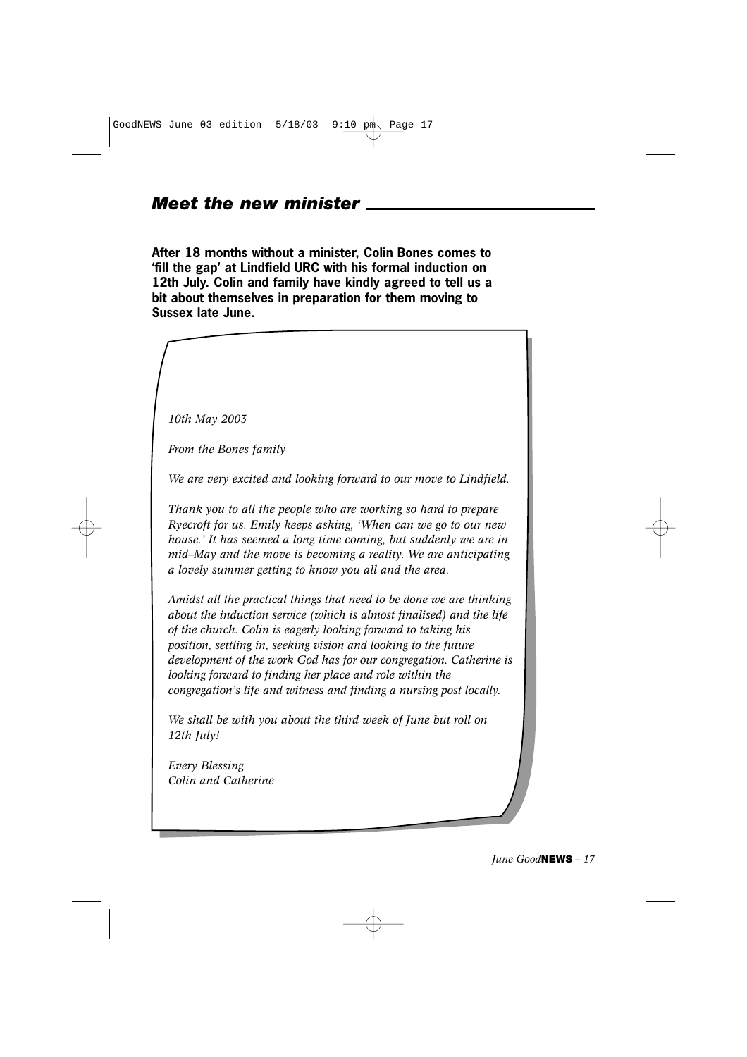## *Meet the new minister*

**After 18 months without a minister, Colin Bones comes to 'fill the gap' at Lindfield URC with his formal induction on 12th July. Colin and family have kindly agreed to tell us a bit about themselves in preparation for them moving to Sussex late June.**

*10th May 2003*

*From the Bones family*

*We are very excited and looking forward to our move to Lindfield.*

*Thank you to all the people who are working so hard to prepare Ryecroft for us. Emily keeps asking, 'When can we go to our new house.' It has seemed a long time coming, but suddenly we are in mid–May and the move is becoming a reality. We are anticipating a lovely summer getting to know you all and the area.*

*Amidst all the practical things that need to be done we are thinking about the induction service (which is almost finalised) and the life of the church. Colin is eagerly looking forward to taking his position, settling in, seeking vision and looking to the future development of the work God has for our congregation. Catherine is looking forward to finding her place and role within the congregation's life and witness and finding a nursing post locally.*

*We shall be with you about the third week of June but roll on 12th July!*

*Every Blessing*
*Colin and Catherine*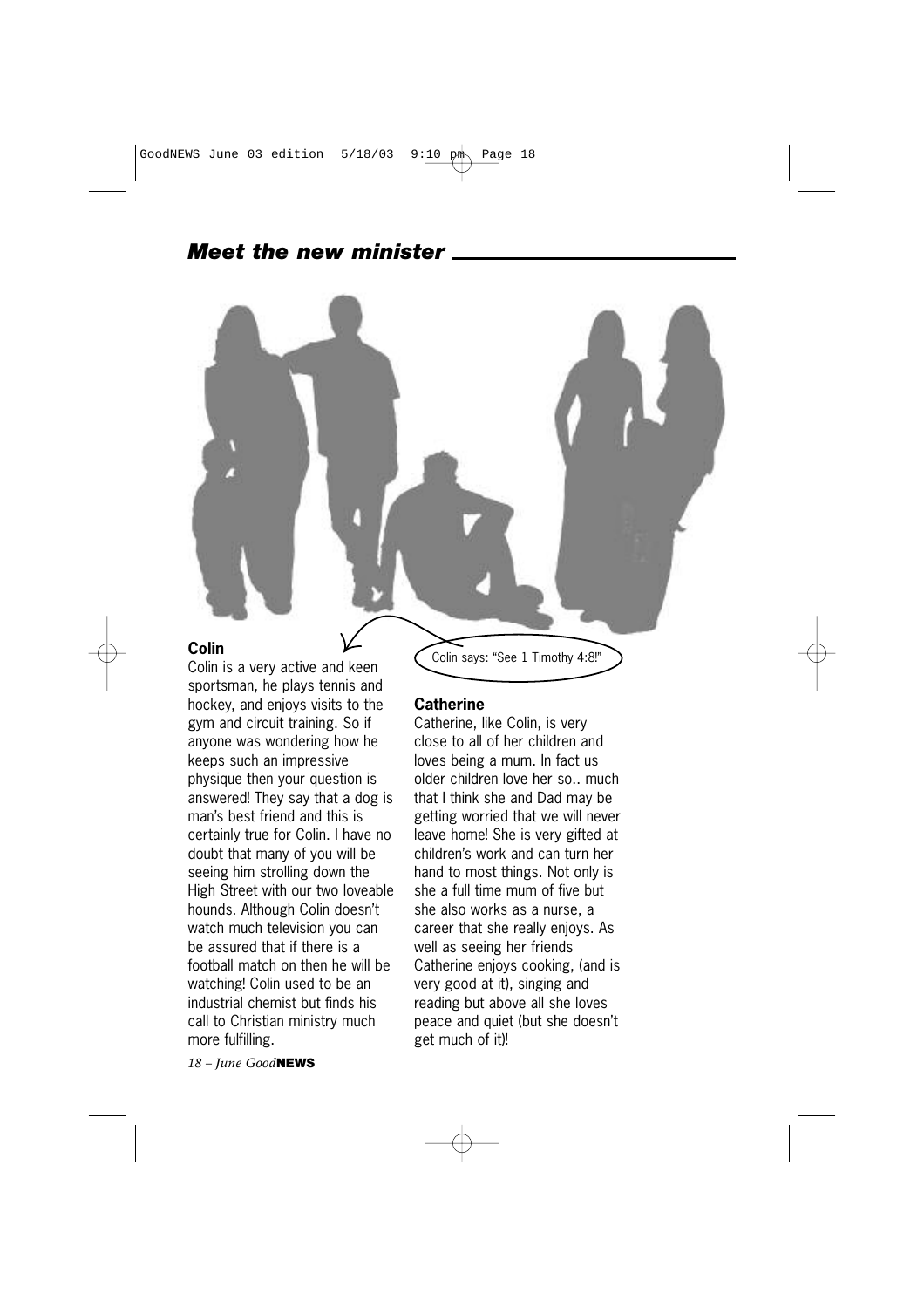## *Meet the new minister*

### Colin

Colin is a very active and keen sportsman, he plays tennis and hockey, and enjoys visits to the gym and circuit training. So if anyone was wondering how he keeps such an impressive physique then your question is answered! They say that a dog is man's best friend and this is certainly true for Colin. I have no doubt that many of you will be seeing him strolling down the High Street with our two loveable hounds. Although Colin doesn't watch much television you can be assured that if there is a football match on then he will be watching! Colin used to be an industrial chemist but finds his call to Christian ministry much more fulfilling.

Colin says: "See 1 Timothy 4:8!"

### Catherine

Catherine, like Colin, is very close to all of her children and loves being a mum. In fact us older children love her so.. much that I think she and Dad may be getting worried that we will never leave home! She is very gifted at children's work and can turn her hand to most things. Not only is she a full time mum of five but she also works as a nurse, a career that she really enjoys. As well as seeing her friends Catherine enjoys cooking, (and is very good at it), singing and reading but above all she loves peace and quiet (but she doesn't get much of it)!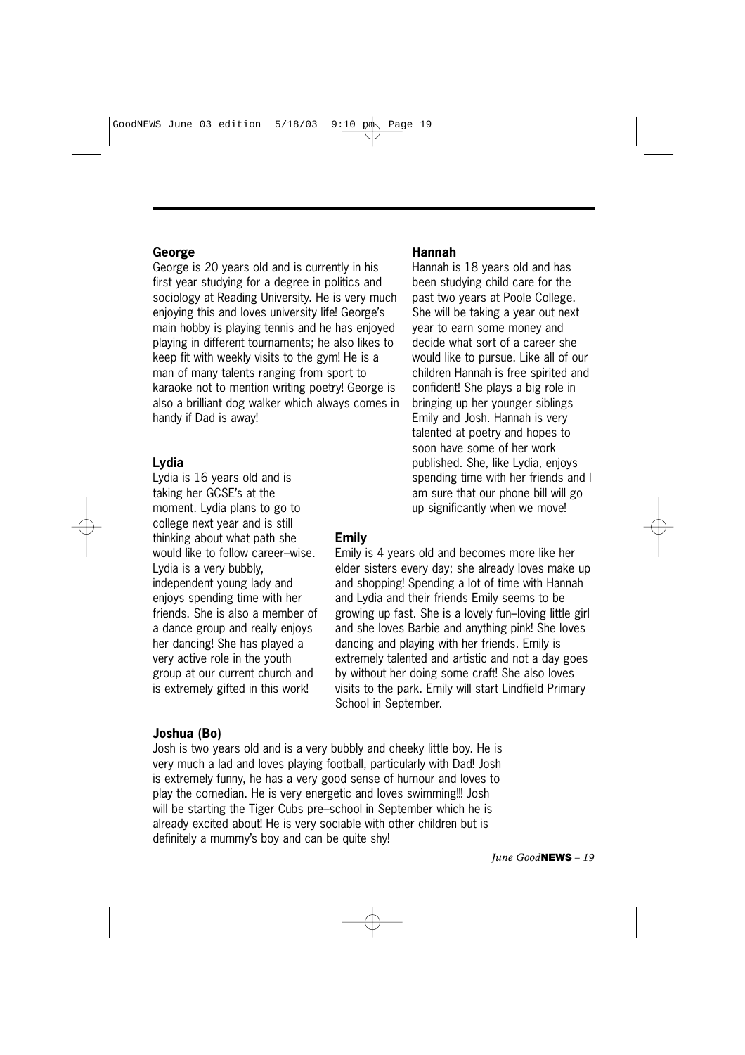**George**

George is 20 years old and is currently in his first year studying for a degree in politics and sociology at Reading University. He is very much enjoying this and loves university life! George's main hobby is playing tennis and he has enjoyed playing in different tournaments; he also likes to keep fit with weekly visits to the gym! He is a man of many talents ranging from sport to karaoke not to mention writing poetry! George is also a brilliant dog walker which always comes in handy if Dad is away!

**Lydia**

Lydia is 16 years old and is taking her GCSE's at the moment. Lydia plans to go to college next year and is still thinking about what path she would like to follow career–wise. Lydia is a very bubbly, independent young lady and enjoys spending time with her friends. She is also a member of a dance group and really enjoys her dancing! She has played a very active role in the youth group at our current church and is extremely gifted in this work!

**Hannah**

Hannah is 18 years old and has been studying child care for the past two years at Poole College. She will be taking a year out next year to earn some money and decide what sort of a career she would like to pursue. Like all of our children Hannah is free spirited and confident! She plays a big role in bringing up her younger siblings Emily and Josh. Hannah is very talented at poetry and hopes to soon have some of her work published. She, like Lydia, enjoys spending time with her friends and I am sure that our phone bill will go up significantly when we move!

**Emily**

Emily is 4 years old and becomes more like her elder sisters every day; she already loves make up and shopping! Spending a lot of time with Hannah and Lydia and their friends Emily seems to be growing up fast. She is a lovely fun–loving little girl and she loves Barbie and anything pink! She loves dancing and playing with her friends. Emily is extremely talented and artistic and not a day goes by without her doing some craft! She also loves visits to the park. Emily will start Lindfield Primary School in September.

**Joshua (Bo)**

Josh is two years old and is a very bubbly and cheeky little boy. He is very much a lad and loves playing football, particularly with Dad! Josh is extremely funny, he has a very good sense of humour and loves to play the comedian. He is very energetic and loves swimming!!! Josh will be starting the Tiger Cubs pre–school in September which he is already excited about! He is very sociable with other children but is definitely a mummy's boy and can be quite shy!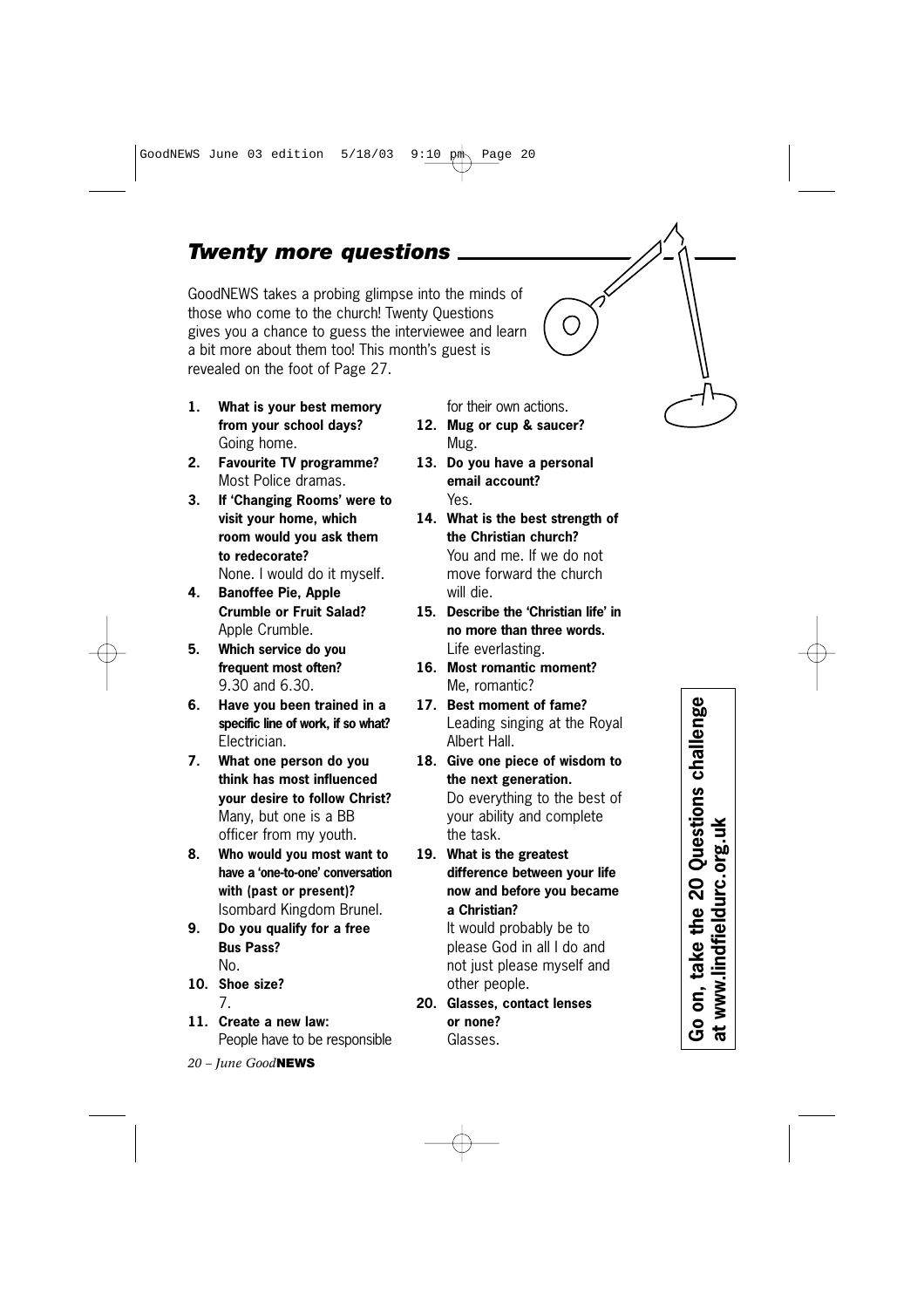## *Twenty more questions*

GoodNEWS takes a probing glimpse into the minds of those who come to the church! Twenty Questions gives you a chance to guess the interviewee and learn a bit more about them too! This month's guest is revealed on the foot of Page 27.

1. **What is your best memory from your school days?**
   Going home.
2. **Favourite TV programme?**
   Most Police dramas.
3. **If 'Changing Rooms' were to visit your home, which room would you ask them to redecorate?**
   None. I would do it myself.
4. **Banoffee Pie, Apple Crumble or Fruit Salad?**
   Apple Crumble.
5. **Which service do you frequent most often?**
   9.30 and 6.30.
6. **Have you been trained in a specific line of work, if so what?**
   Electrician.
7. **What one person do you think has most influenced your desire to follow Christ?**
   Many, but one is a BB officer from my youth.
8. **Who would you most want to have a 'one-to-one' conversation with (past or present)?**
   Isombard Kingdom Brunel.
9. **Do you qualify for a free Bus Pass?**
   No.
10. **Shoe size?**
    7.
11. **Create a new law:**
    People have to be responsible for their own actions.
12. **Mug or cup & saucer?**
    Mug.
13. **Do you have a personal email account?**
    Yes.
14. **What is the best strength of the Christian church?**
    You and me. If we do not move forward the church will die.
15. **Describe the 'Christian life' in no more than three words.**
    Life everlasting.
16. **Most romantic moment?**
    Me, romantic?
17. **Best moment of fame?**
    Leading singing at the Royal Albert Hall.
18. **Give one piece of wisdom to the next generation.**
    Do everything to the best of your ability and complete the task.
19. **What is the greatest difference between your life now and before you became a Christian?**
    It would probably be to please God in all I do and not just please myself and other people.
20. **Glasses, contact lenses or none?**
    Glasses.

**Go on, take the 20 Questions challenge at www.lindfieldurc.org.uk**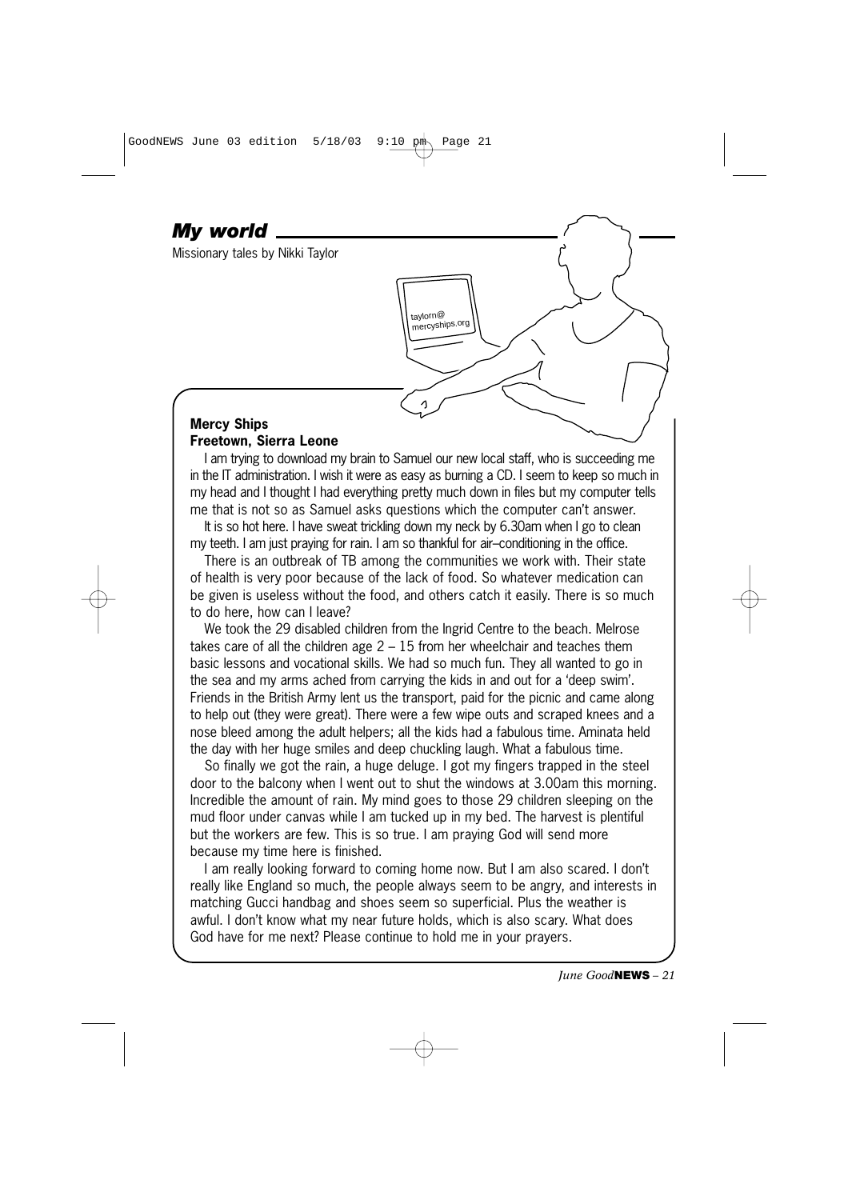## *My world*

Missionary tales by Nikki Taylor

taylorn@mercyships.org

**Mercy Ships**
**Freetown, Sierra Leone**

I am trying to download my brain to Samuel our new local staff, who is succeeding me in the IT administration. I wish it were as easy as burning a CD. I seem to keep so much in my head and I thought I had everything pretty much down in files but my computer tells me that is not so as Samuel asks questions which the computer can't answer.

It is so hot here. I have sweat trickling down my neck by 6.30am when I go to clean my teeth. I am just praying for rain. I am so thankful for air–conditioning in the office.

There is an outbreak of TB among the communities we work with. Their state of health is very poor because of the lack of food. So whatever medication can be given is useless without the food, and others catch it easily. There is so much to do here, how can I leave?

We took the 29 disabled children from the Ingrid Centre to the beach. Melrose takes care of all the children age 2 – 15 from her wheelchair and teaches them basic lessons and vocational skills. We had so much fun. They all wanted to go in the sea and my arms ached from carrying the kids in and out for a 'deep swim'. Friends in the British Army lent us the transport, paid for the picnic and came along to help out (they were great). There were a few wipe outs and scraped knees and a nose bleed among the adult helpers; all the kids had a fabulous time. Aminata held the day with her huge smiles and deep chuckling laugh. What a fabulous time.

So finally we got the rain, a huge deluge. I got my fingers trapped in the steel door to the balcony when I went out to shut the windows at 3.00am this morning. Incredible the amount of rain. My mind goes to those 29 children sleeping on the mud floor under canvas while I am tucked up in my bed. The harvest is plentiful but the workers are few. This is so true. I am praying God will send more because my time here is finished.

I am really looking forward to coming home now. But I am also scared. I don't really like England so much, the people always seem to be angry, and interests in matching Gucci handbag and shoes seem so superficial. Plus the weather is awful. I don't know what my near future holds, which is also scary. What does God have for me next? Please continue to hold me in your prayers.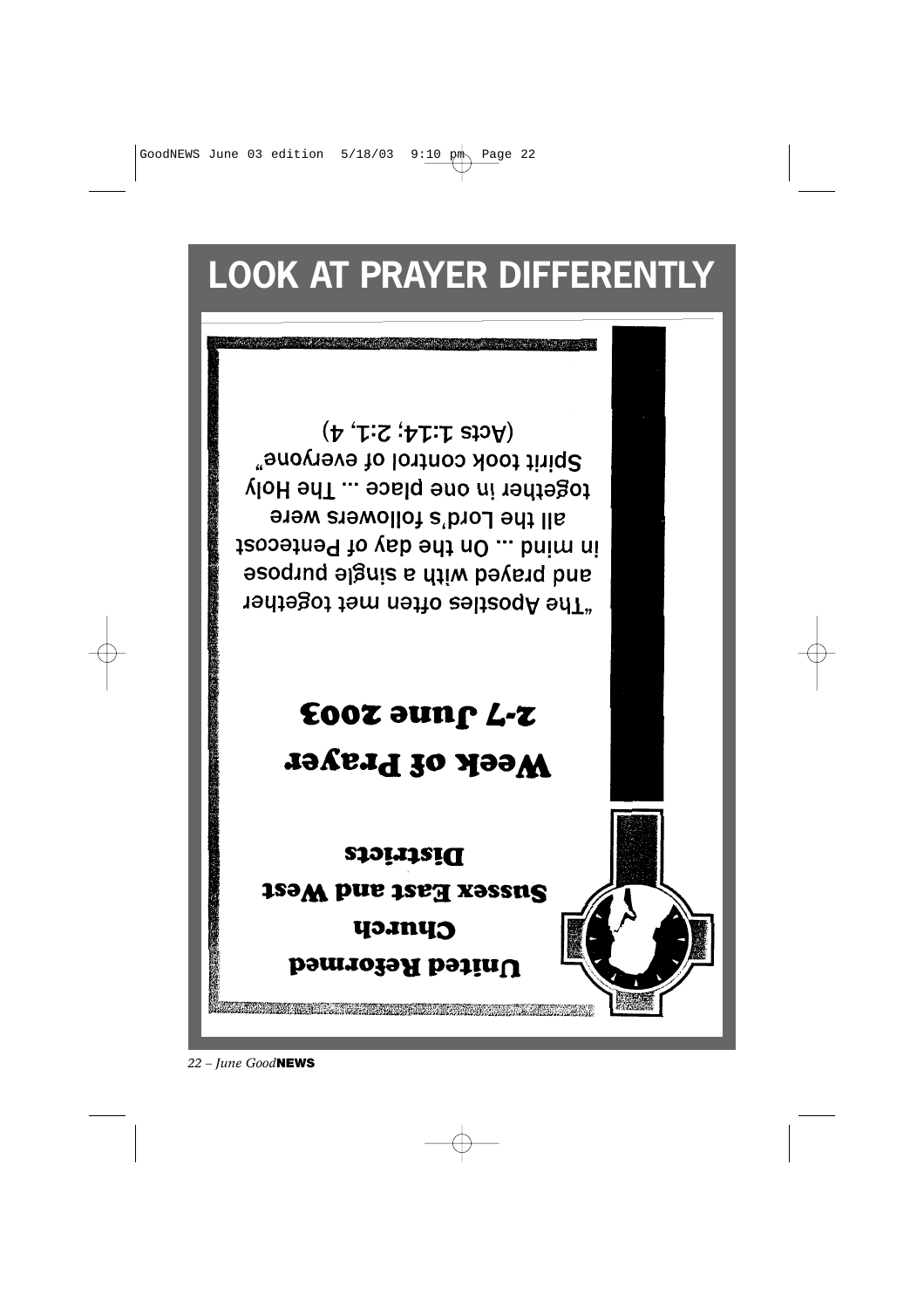# LOOK AT PRAYER DIFFERENTLY

United Reformed Church

Sussex East and West Districts

**Week of Prayer**

**2-7 June 2003**

"The Apostles often met together and prayed with a single purpose in mind ... On the day of Pentecost all the Lord's followers were together in one place ... The Holy Spirit took control of everyone" (Acts 1:14; 2:1, 4)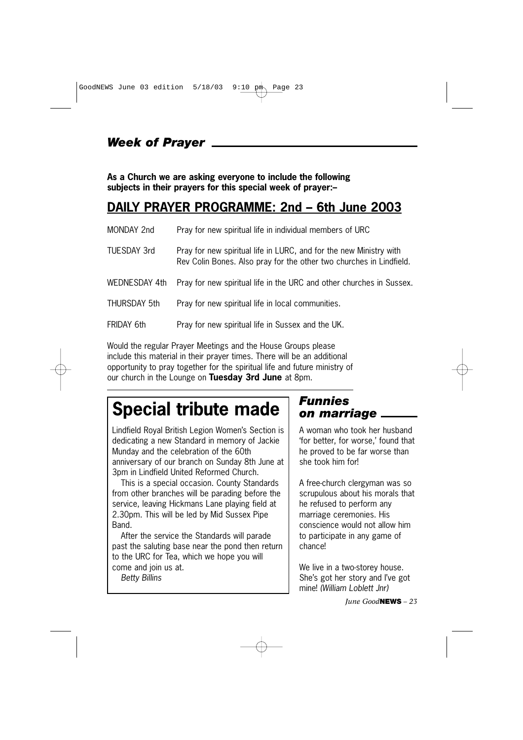## *Week of Prayer*

**As a Church we are asking everyone to include the following subjects in their prayers for this special week of prayer:–**

## DAILY PRAYER PROGRAMME: 2nd – 6th June 2003

| | |
|---|---|
| MONDAY 2nd | Pray for new spiritual life in individual members of URC |
| TUESDAY 3rd | Pray for new spiritual life in LURC, and for the new Ministry with Rev Colin Bones. Also pray for the other two churches in Lindfield. |
| WEDNESDAY 4th | Pray for new spiritual life in the URC and other churches in Sussex. |
| THURSDAY 5th | Pray for new spiritual life in local communities. |
| FRIDAY 6th | Pray for new spiritual life in Sussex and the UK. |

Would the regular Prayer Meetings and the House Groups please include this material in their prayer times. There will be an additional opportunity to pray together for the spiritual life and future ministry of our church in the Lounge on **Tuesday 3rd June** at 8pm.

# Special tribute made

Lindfield Royal British Legion Women's Section is dedicating a new Standard in memory of Jackie Munday and the celebration of the 60th anniversary of our branch on Sunday 8th June at 3pm in Lindfield United Reformed Church.

This is a special occasion. County Standards from other branches will be parading before the service, leaving Hickmans Lane playing field at 2.30pm. This will be led by Mid Sussex Pipe Band.

After the service the Standards will parade past the saluting base near the pond then return to the URC for Tea, which we hope you will come and join us at.

*Betty Billins*

## *Funnies on marriage*

A woman who took her husband 'for better, for worse,' found that he proved to be far worse than she took him for!

A free-church clergyman was so scrupulous about his morals that he refused to perform any marriage ceremonies. His conscience would not allow him to participate in any game of chance!

We live in a two-storey house. She's got her story and I've got mine! *(William Loblett Jnr)*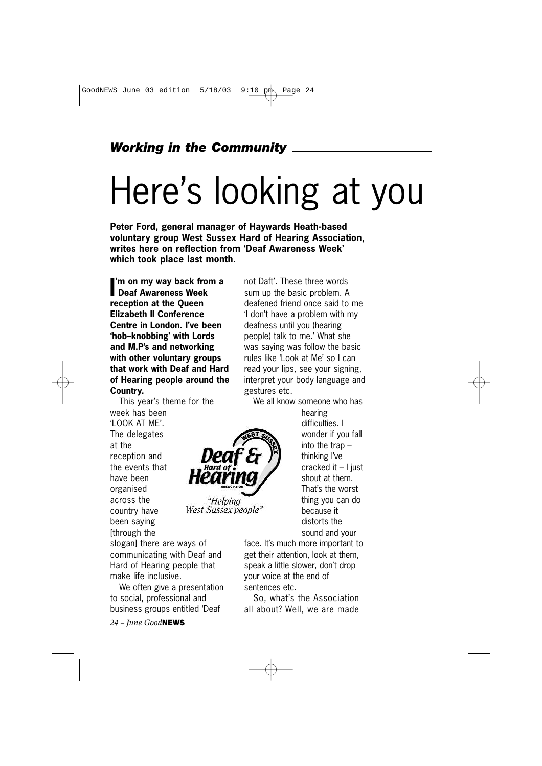*Working in the Community*

# Here's looking at you

**Peter Ford, general manager of Haywards Heath-based voluntary group West Sussex Hard of Hearing Association, writes here on reflection from 'Deaf Awareness Week' which took place last month.**

**I'm on my way back from a Deaf Awareness Week reception at the Queen Elizabeth II Conference Centre in London. I've been 'hob–knobbing' with Lords and M.P's and networking with other voluntary groups that work with Deaf and Hard of Hearing people around the Country.**

This year's theme for the week has been 'LOOK AT ME'. The delegates at the reception and the events that have been organised across the country have been saying [through the slogan] there are ways of communicating with Deaf and Hard of Hearing people that make life inclusive.

We often give a presentation to social, professional and business groups entitled 'Deaf not Daft'. These three words sum up the basic problem. A deafened friend once said to me 'I don't have a problem with my deafness until you (hearing people) talk to me.' What she was saying was follow the basic rules like 'Look at Me' so I can read your lips, see your signing, interpret your body language and gestures etc.

We all know someone who has hearing difficulties. I wonder if you fall into the trap – thinking I've cracked it – I just shout at them. That's the worst thing you can do because it distorts the sound and your face. It's much more important to get their attention, look at them, speak a little slower, don't drop your voice at the end of sentences etc.

West Sussex Deaf & Hard of Hearing Association

*"Helping West Sussex people"*

So, what's the Association all about? Well, we are made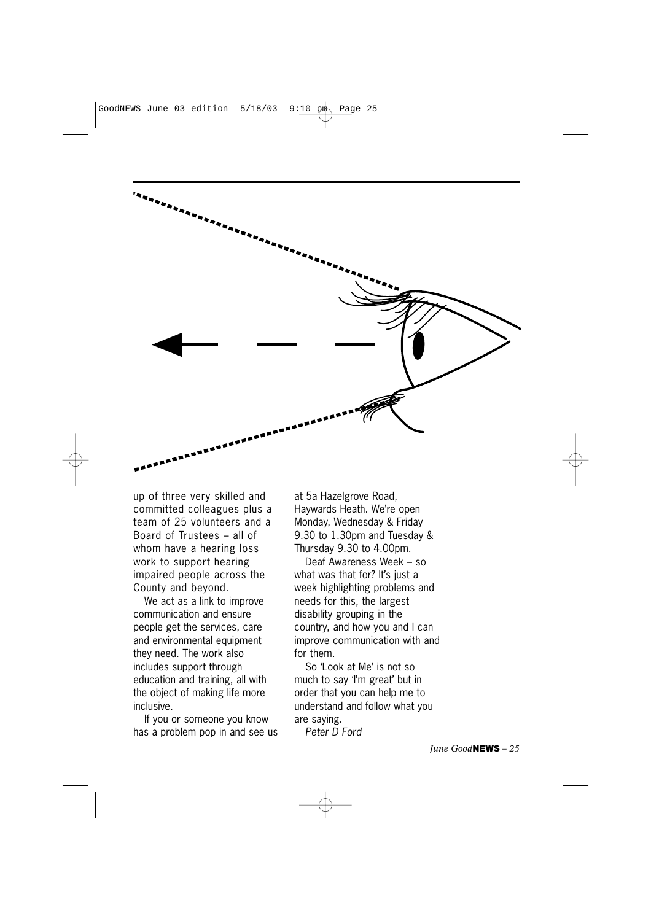up of three very skilled and committed colleagues plus a team of 25 volunteers and a Board of Trustees – all of whom have a hearing loss work to support hearing impaired people across the County and beyond.

We act as a link to improve communication and ensure people get the services, care and environmental equipment they need. The work also includes support through education and training, all with the object of making life more inclusive.

If you or someone you know has a problem pop in and see us at 5a Hazelgrove Road, Haywards Heath. We're open Monday, Wednesday & Friday 9.30 to 1.30pm and Tuesday & Thursday 9.30 to 4.00pm.

Deaf Awareness Week – so what was that for? It's just a week highlighting problems and needs for this, the largest disability grouping in the country, and how you and I can improve communication with and for them.

So 'Look at Me' is not so much to say 'I'm great' but in order that you can help me to understand and follow what you are saying.

*Peter D Ford*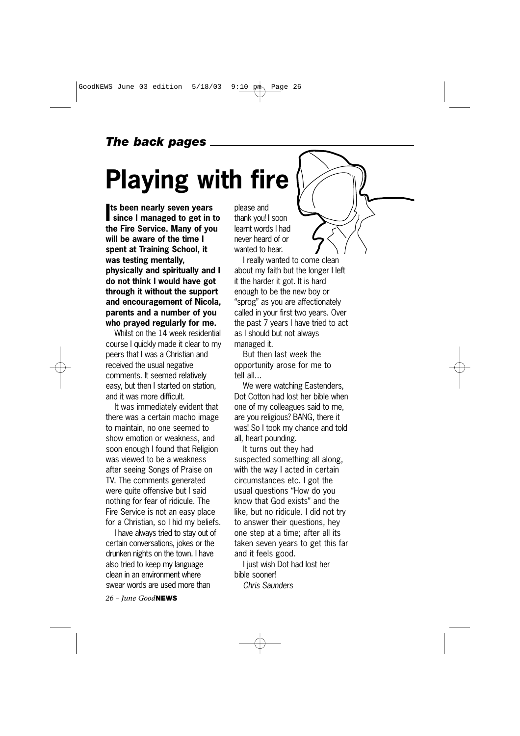*The back pages*

# Playing with fire

**Its been nearly seven years since I managed to get in to the Fire Service. Many of you will be aware of the time I spent at Training School, it was testing mentally, physically and spiritually and I do not think I would have got through it without the support and encouragement of Nicola, parents and a number of you who prayed regularly for me.**

Whilst on the 14 week residential course I quickly made it clear to my peers that I was a Christian and received the usual negative comments. It seemed relatively easy, but then I started on station, and it was more difficult.

It was immediately evident that there was a certain macho image to maintain, no one seemed to show emotion or weakness, and soon enough I found that Religion was viewed to be a weakness after seeing Songs of Praise on TV. The comments generated were quite offensive but I said nothing for fear of ridicule. The Fire Service is not an easy place for a Christian, so I hid my beliefs.

I have always tried to stay out of certain conversations, jokes or the drunken nights on the town. I have also tried to keep my language clean in an environment where swear words are used more than please and thank you! I soon learnt words I had never heard of or wanted to hear.

I really wanted to come clean about my faith but the longer I left it the harder it got. It is hard enough to be the new boy or "sprog" as you are affectionately called in your first two years. Over the past 7 years I have tried to act as I should but not always managed it.

But then last week the opportunity arose for me to tell all...

We were watching Eastenders, Dot Cotton had lost her bible when one of my colleagues said to me, are you religious? BANG, there it was! So I took my chance and told all, heart pounding.

It turns out they had suspected something all along, with the way I acted in certain circumstances etc. I got the usual questions "How do you know that God exists" and the like, but no ridicule. I did not try to answer their questions, hey one step at a time; after all its taken seven years to get this far and it feels good.

I just wish Dot had lost her bible sooner!

*Chris Saunders*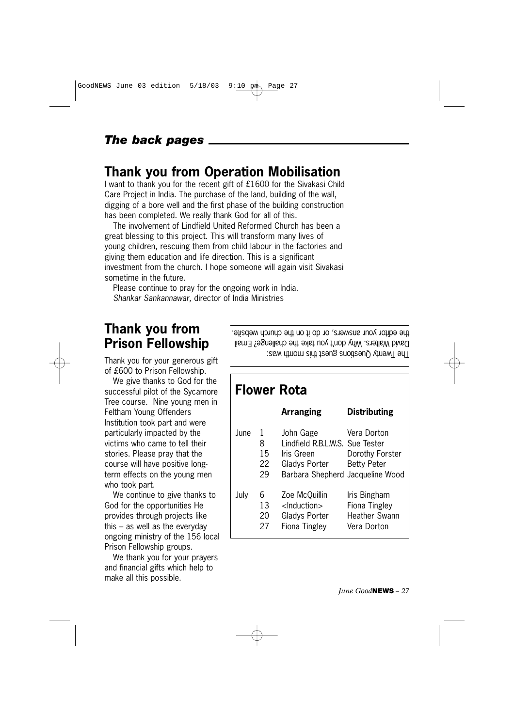## *The back pages*

# Thank you from Operation Mobilisation

I want to thank you for the recent gift of £1600 for the Sivakasi Child Care Project in India. The purchase of the land, building of the wall, digging of a bore well and the first phase of the building construction has been completed. We really thank God for all of this.

The involvement of Lindfield United Reformed Church has been a great blessing to this project. This will transform many lives of young children, rescuing them from child labour in the factories and giving them education and life direction. This is a significant investment from the church. I hope someone will again visit Sivakasi sometime in the future.

Please continue to pray for the ongoing work in India.

*Shankar Sankannawar,* director of India Ministries

# Thank you from Prison Fellowship

Thank you for your generous gift of £600 to Prison Fellowship.

We give thanks to God for the successful pilot of the Sycamore Tree course. Nine young men in Feltham Young Offenders Institution took part and were particularly impacted by the victims who came to tell their stories. Please pray that the course will have positive long-term effects on the young men who took part.

We continue to give thanks to God for the opportunities He provides through projects like this – as well as the everyday ongoing ministry of the 156 local Prison Fellowship groups.

We thank you for your prayers and financial gifts which help to make all this possible.

The Twenty Questions guest this month was: David Walters. Why don't you take the challenge? Email the editor your answers, or do it on the church website.

# Flower Rota

| | | Arranging | Distributing |
|---|---|---|---|
| June | 1 | John Gage | Vera Dorton |
| | 8 | Lindfield R.B.L.W.S. | Sue Tester |
| | 15 | Iris Green | Dorothy Forster |
| | 22 | Gladys Porter | Betty Peter |
| | 29 | Barbara Shepherd | Jacqueline Wood |
| July | 6 | Zoe McQuillin | Iris Bingham |
| | 13 | <Induction> | Fiona Tingley |
| | 20 | Gladys Porter | Heather Swann |
| | 27 | Fiona Tingley | Vera Dorton |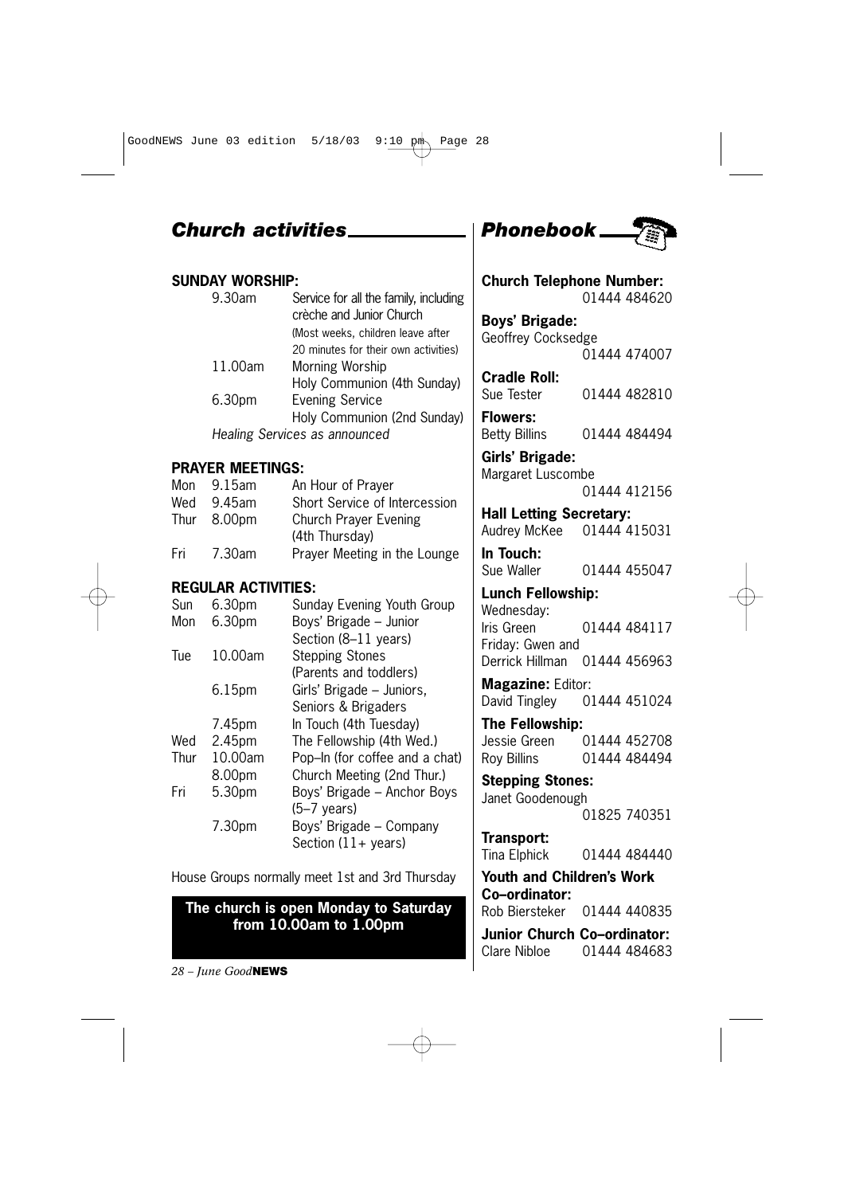## *Church activities*

### SUNDAY WORSHIP:

| | |
|---|---|
| 9.30am | Service for all the family, including crèche and Junior Church (Most weeks, children leave after 20 minutes for their own activities) |
| 11.00am | Morning Worship<br>Holy Communion (4th Sunday) |
| 6.30pm | Evening Service<br>Holy Communion (2nd Sunday) |

*Healing Services as announced*

### PRAYER MEETINGS:

| | | |
|---|---|---|
| Mon | 9.15am | An Hour of Prayer |
| Wed | 9.45am | Short Service of Intercession |
| Thur | 8.00pm | Church Prayer Evening (4th Thursday) |
| Fri | 7.30am | Prayer Meeting in the Lounge |

### REGULAR ACTIVITIES:

| | | |
|---|---|---|
| Sun | 6.30pm | Sunday Evening Youth Group |
| Mon | 6.30pm | Boys' Brigade – Junior Section (8–11 years) |
| Tue | 10.00am | Stepping Stones (Parents and toddlers) |
| | 6.15pm | Girls' Brigade – Juniors, Seniors & Brigaders |
| | 7.45pm | In Touch (4th Tuesday) |
| Wed | 2.45pm | The Fellowship (4th Wed.) |
| Thur | 10.00am | Pop–In (for coffee and a chat) |
| | 8.00pm | Church Meeting (2nd Thur.) |
| Fri | 5.30pm | Boys' Brigade – Anchor Boys (5–7 years) |
| | 7.30pm | Boys' Brigade – Company Section (11+ years) |

House Groups normally meet 1st and 3rd Thursday

**The church is open Monday to Saturday from 10.00am to 1.00pm**

## *Phonebook*

**Church Telephone Number:**
01444 484620

**Boys' Brigade:**
Geoffrey Cocksedge 01444 474007

**Cradle Roll:**
Sue Tester 01444 482810

**Flowers:**
Betty Billins 01444 484494

**Girls' Brigade:**
Margaret Luscombe 01444 412156

**Hall Letting Secretary:**
Audrey McKee 01444 415031

**In Touch:**
Sue Waller 01444 455047

**Lunch Fellowship:**
Wednesday:
Iris Green 01444 484117
Friday: Gwen and Derrick Hillman 01444 456963

**Magazine:** Editor:
David Tingley 01444 451024

**The Fellowship:**
Jessie Green 01444 452708
Roy Billins 01444 484494

**Stepping Stones:**
Janet Goodenough 01825 740351

**Transport:**
Tina Elphick 01444 484440

**Youth and Children's Work Co–ordinator:**
Rob Biersteker 01444 440835

**Junior Church Co–ordinator:**
Clare Nibloe 01444 484683